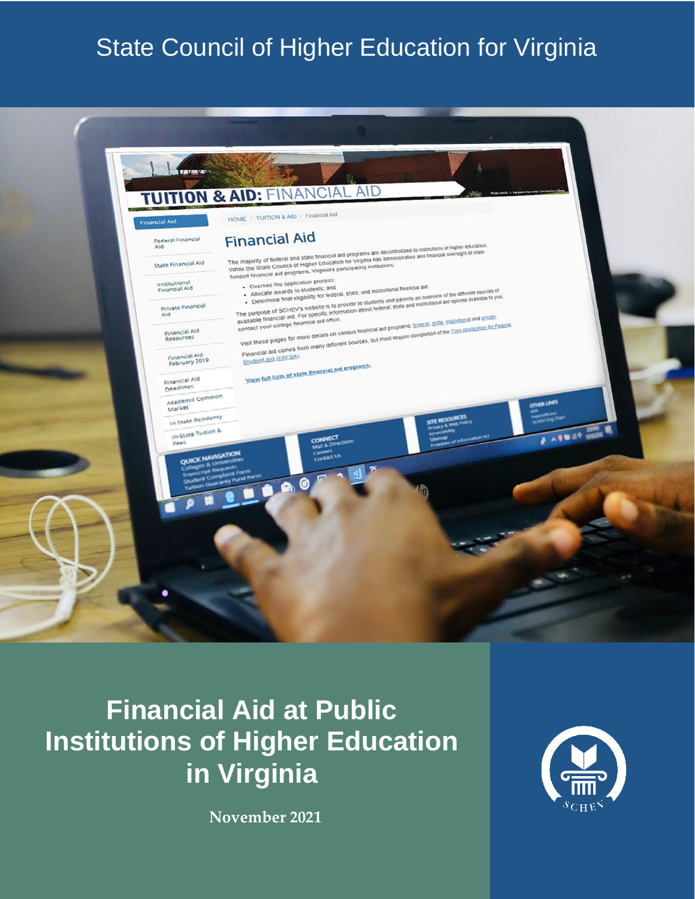State Council of Higher Education for Virginia

# Financial Aid at Public Institutions of Higher Education in Virginia

**November 2021**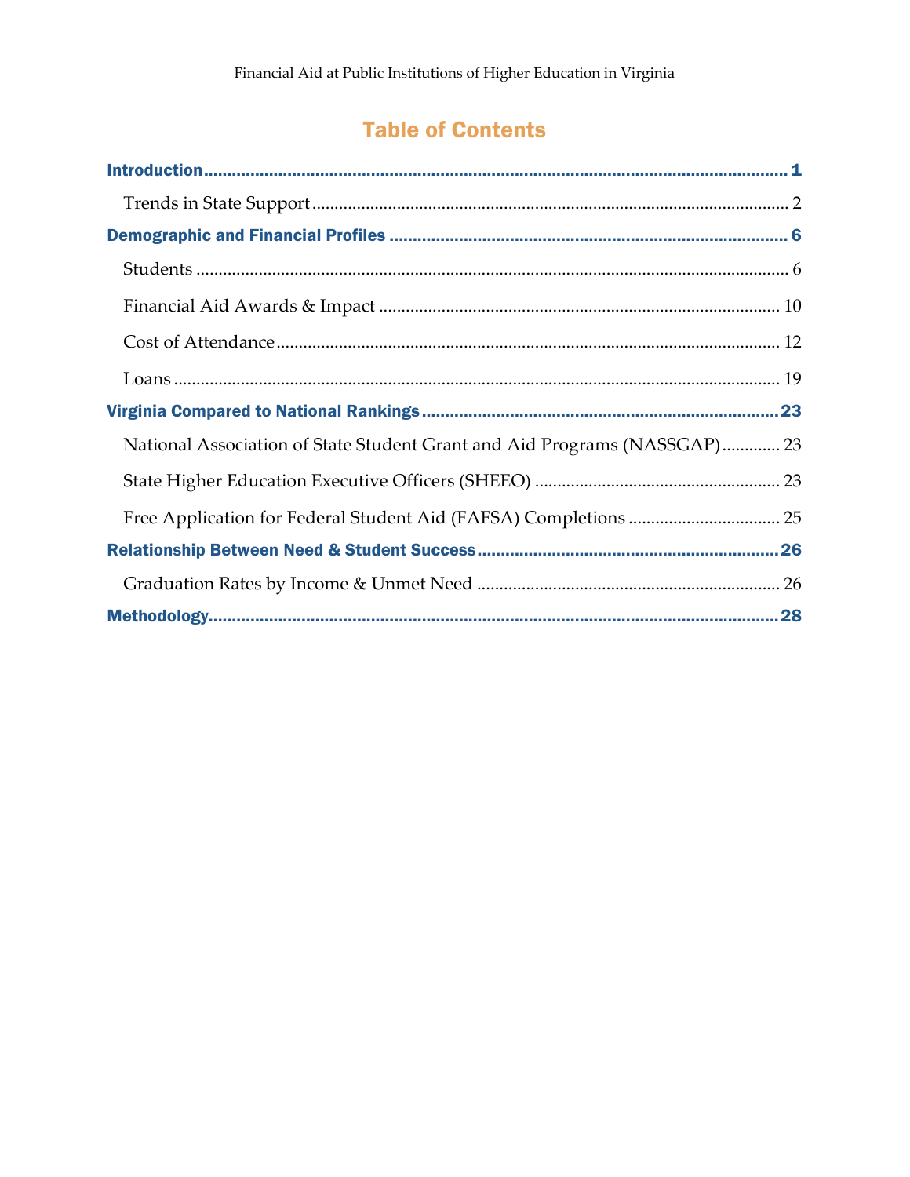# Table of Contents

**Introduction** .......... 1

- Trends in State Support .......... 2

**Demographic and Financial Profiles** .......... 6

- Students .......... 6
- Financial Aid Awards & Impact .......... 10
- Cost of Attendance .......... 12
- Loans .......... 19

**Virginia Compared to National Rankings** .......... 23

- National Association of State Student Grant and Aid Programs (NASSGAP) .......... 23
- State Higher Education Executive Officers (SHEEO) .......... 23
- Free Application for Federal Student Aid (FAFSA) Completions .......... 25

**Relationship Between Need & Student Success** .......... 26

- Graduation Rates by Income & Unmet Need .......... 26

**Methodology** .......... 28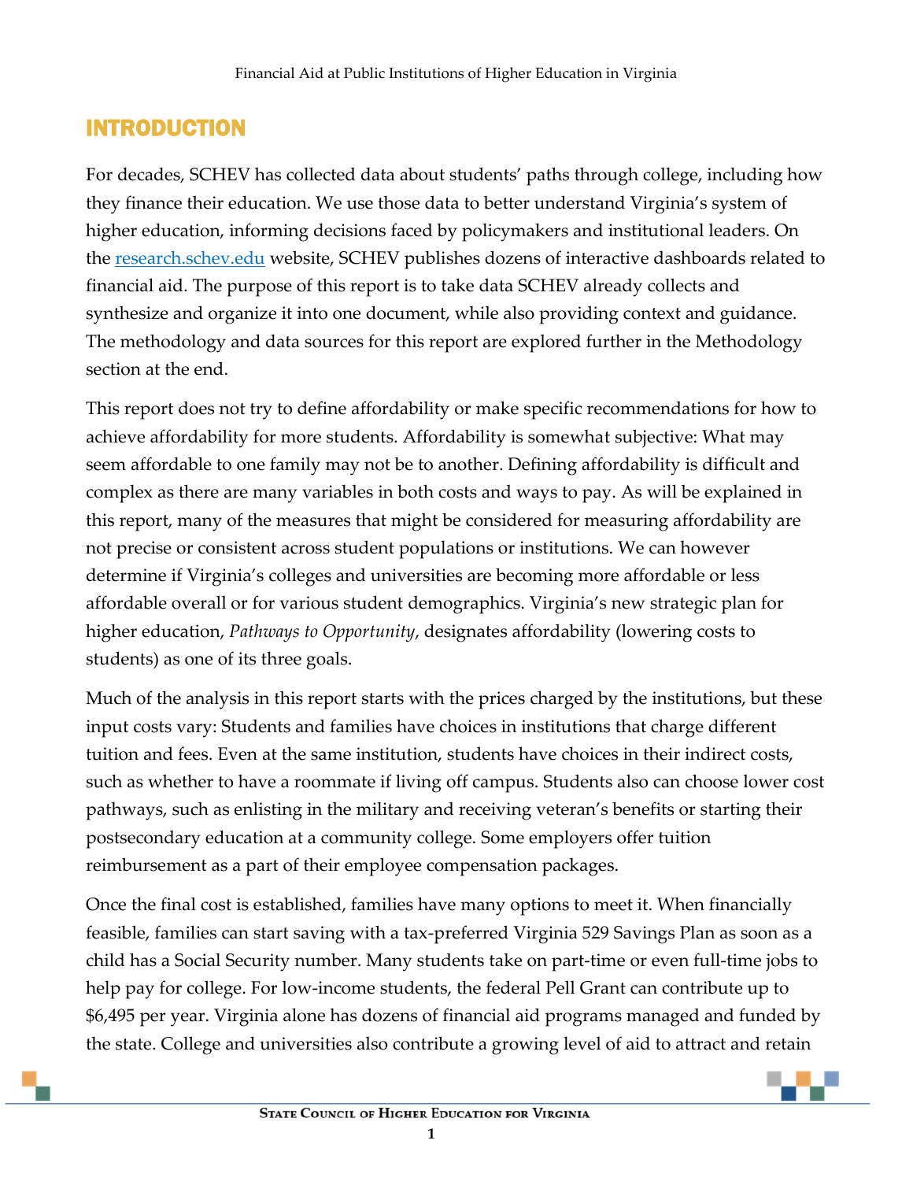# INTRODUCTION

For decades, SCHEV has collected data about students' paths through college, including how they finance their education. We use those data to better understand Virginia's system of higher education, informing decisions faced by policymakers and institutional leaders. On the [research.schev.edu](research.schev.edu) website, SCHEV publishes dozens of interactive dashboards related to financial aid. The purpose of this report is to take data SCHEV already collects and synthesize and organize it into one document, while also providing context and guidance. The methodology and data sources for this report are explored further in the Methodology section at the end.

This report does not try to define affordability or make specific recommendations for how to achieve affordability for more students. Affordability is somewhat subjective: What may seem affordable to one family may not be to another. Defining affordability is difficult and complex as there are many variables in both costs and ways to pay. As will be explained in this report, many of the measures that might be considered for measuring affordability are not precise or consistent across student populations or institutions. We can however determine if Virginia's colleges and universities are becoming more affordable or less affordable overall or for various student demographics. Virginia's new strategic plan for higher education, *Pathways to Opportunity*, designates affordability (lowering costs to students) as one of its three goals.

Much of the analysis in this report starts with the prices charged by the institutions, but these input costs vary: Students and families have choices in institutions that charge different tuition and fees. Even at the same institution, students have choices in their indirect costs, such as whether to have a roommate if living off campus. Students also can choose lower cost pathways, such as enlisting in the military and receiving veteran's benefits or starting their postsecondary education at a community college. Some employers offer tuition reimbursement as a part of their employee compensation packages.

Once the final cost is established, families have many options to meet it. When financially feasible, families can start saving with a tax-preferred Virginia 529 Savings Plan as soon as a child has a Social Security number. Many students take on part-time or even full-time jobs to help pay for college. For low-income students, the federal Pell Grant can contribute up to $6,495 per year. Virginia alone has dozens of financial aid programs managed and funded by the state. College and universities also contribute a growing level of aid to attract and retain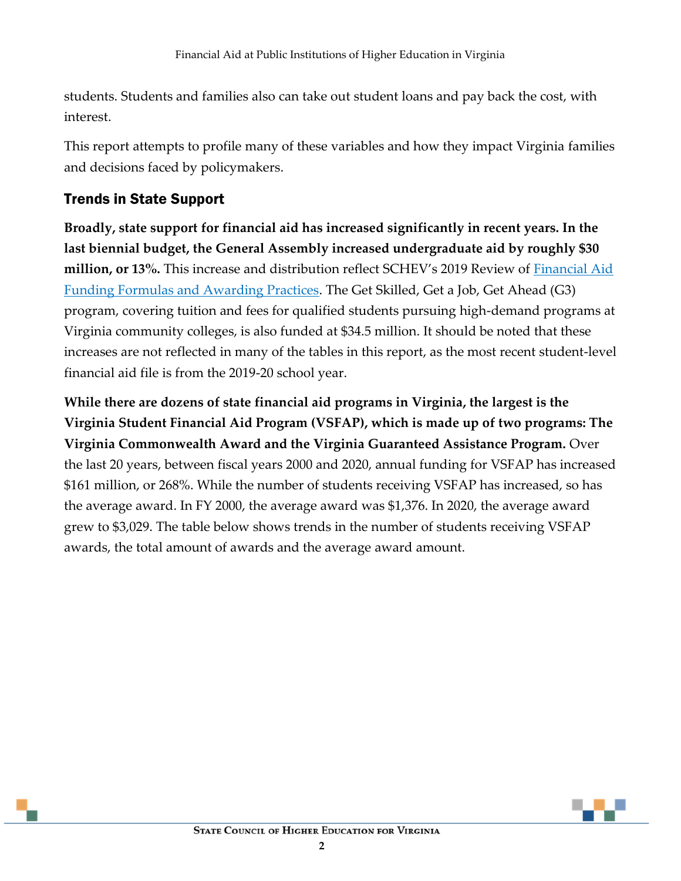students. Students and families also can take out student loans and pay back the cost, with interest.

This report attempts to profile many of these variables and how they impact Virginia families and decisions faced by policymakers.

## Trends in State Support

**Broadly, state support for financial aid has increased significantly in recent years. In the last biennial budget, the General Assembly increased undergraduate aid by roughly $30 million, or 13%.** This increase and distribution reflect SCHEV's 2019 Review of [Financial Aid Funding Formulas and Awarding Practices](). The Get Skilled, Get a Job, Get Ahead (G3) program, covering tuition and fees for qualified students pursuing high-demand programs at Virginia community colleges, is also funded at $34.5 million. It should be noted that these increases are not reflected in many of the tables in this report, as the most recent student-level financial aid file is from the 2019-20 school year.

**While there are dozens of state financial aid programs in Virginia, the largest is the Virginia Student Financial Aid Program (VSFAP), which is made up of two programs: The Virginia Commonwealth Award and the Virginia Guaranteed Assistance Program.** Over the last 20 years, between fiscal years 2000 and 2020, annual funding for VSFAP has increased $161 million, or 268%. While the number of students receiving VSFAP has increased, so has the average award. In FY 2000, the average award was $1,376. In 2020, the average award grew to $3,029. The table below shows trends in the number of students receiving VSFAP awards, the total amount of awards and the average award amount.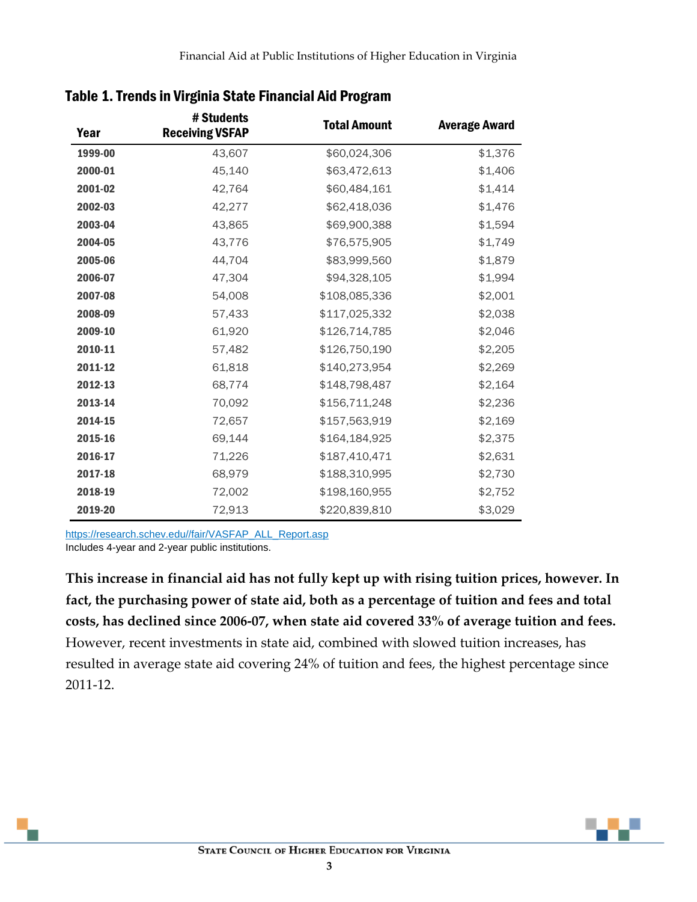### Table 1. Trends in Virginia State Financial Aid Program

| Year | # Students Receiving VSFAP | Total Amount | Average Award |
|---|---|---|---|
| **1999-00** | 43,607 | $60,024,306 | $1,376 |
| **2000-01** | 45,140 | $63,472,613 | $1,406 |
| **2001-02** | 42,764 | $60,484,161 | $1,414 |
| **2002-03** | 42,277 | $62,418,036 | $1,476 |
| **2003-04** | 43,865 | $69,900,388 | $1,594 |
| **2004-05** | 43,776 | $76,575,905 | $1,749 |
| **2005-06** | 44,704 | $83,999,560 | $1,879 |
| **2006-07** | 47,304 | $94,328,105 | $1,994 |
| **2007-08** | 54,008 | $108,085,336 | $2,001 |
| **2008-09** | 57,433 | $117,025,332 | $2,038 |
| **2009-10** | 61,920 | $126,714,785 | $2,046 |
| **2010-11** | 57,482 | $126,750,190 | $2,205 |
| **2011-12** | 61,818 | $140,273,954 | $2,269 |
| **2012-13** | 68,774 | $148,798,487 | $2,164 |
| **2013-14** | 70,092 | $156,711,248 | $2,236 |
| **2014-15** | 72,657 | $157,563,919 | $2,169 |
| **2015-16** | 69,144 | $164,184,925 | $2,375 |
| **2016-17** | 71,226 | $187,410,471 | $2,631 |
| **2017-18** | 68,979 | $188,310,995 | $2,730 |
| **2018-19** | 72,002 | $198,160,955 | $2,752 |
| **2019-20** | 72,913 | $220,839,810 | $3,029 |

https://research.schev.edu//fair/VASFAP_ALL_Report.asp
Includes 4-year and 2-year public institutions.

**This increase in financial aid has not fully kept up with rising tuition prices, however. In fact, the purchasing power of state aid, both as a percentage of tuition and fees and total costs, has declined since 2006-07, when state aid covered 33% of average tuition and fees.** However, recent investments in state aid, combined with slowed tuition increases, has resulted in average state aid covering 24% of tuition and fees, the highest percentage since 2011-12.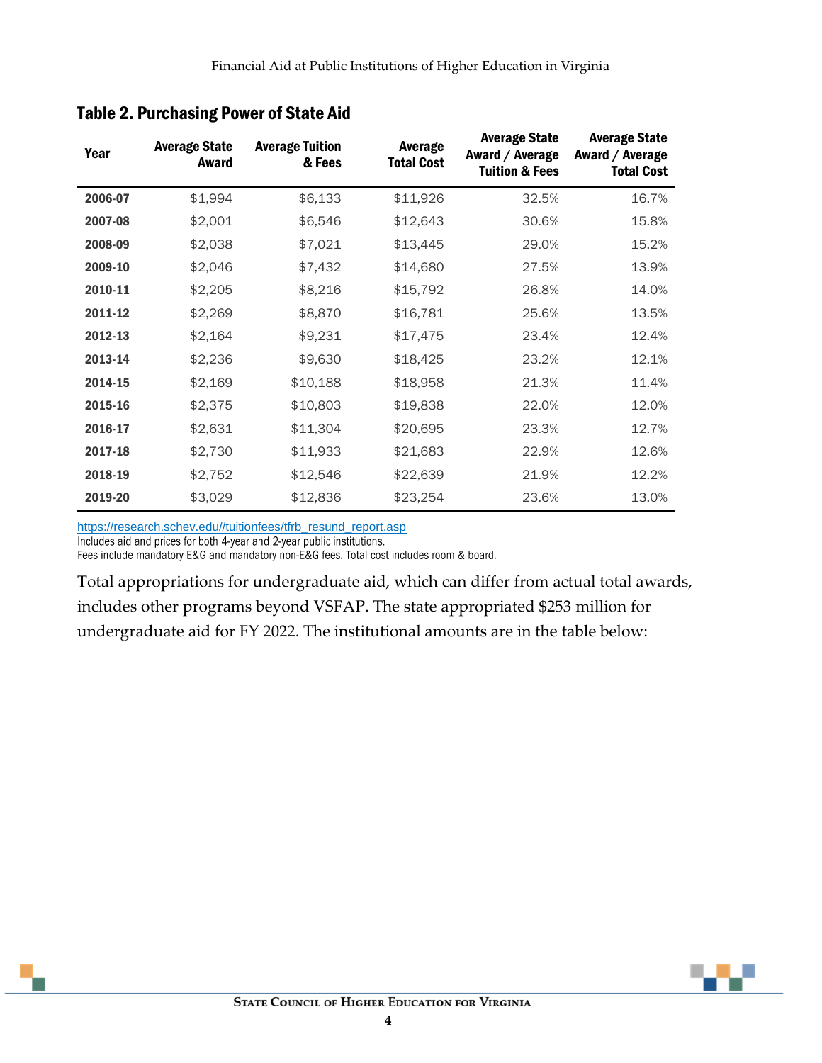## Table 2. Purchasing Power of State Aid

| Year | Average State Award | Average Tuition & Fees | Average Total Cost | Average State Award / Average Tuition & Fees | Average State Award / Average Total Cost |
|---|---|---|---|---|---|
| 2006-07 | $1,994 | $6,133 | $11,926 | 32.5% | 16.7% |
| 2007-08 | $2,001 | $6,546 | $12,643 | 30.6% | 15.8% |
| 2008-09 | $2,038 | $7,021 | $13,445 | 29.0% | 15.2% |
| 2009-10 | $2,046 | $7,432 | $14,680 | 27.5% | 13.9% |
| 2010-11 | $2,205 | $8,216 | $15,792 | 26.8% | 14.0% |
| 2011-12 | $2,269 | $8,870 | $16,781 | 25.6% | 13.5% |
| 2012-13 | $2,164 | $9,231 | $17,475 | 23.4% | 12.4% |
| 2013-14 | $2,236 | $9,630 | $18,425 | 23.2% | 12.1% |
| 2014-15 | $2,169 | $10,188 | $18,958 | 21.3% | 11.4% |
| 2015-16 | $2,375 | $10,803 | $19,838 | 22.0% | 12.0% |
| 2016-17 | $2,631 | $11,304 | $20,695 | 23.3% | 12.7% |
| 2017-18 | $2,730 | $11,933 | $21,683 | 22.9% | 12.6% |
| 2018-19 | $2,752 | $12,546 | $22,639 | 21.9% | 12.2% |
| 2019-20 | $3,029 | $12,836 | $23,254 | 23.6% | 13.0% |

https://research.schev.edu//tuitionfees/tfrb_resund_report.asp
Includes aid and prices for both 4-year and 2-year public institutions.
Fees include mandatory E&G and mandatory non-E&G fees. Total cost includes room & board.

Total appropriations for undergraduate aid, which can differ from actual total awards, includes other programs beyond VSFAP. The state appropriated $253 million for undergraduate aid for FY 2022. The institutional amounts are in the table below: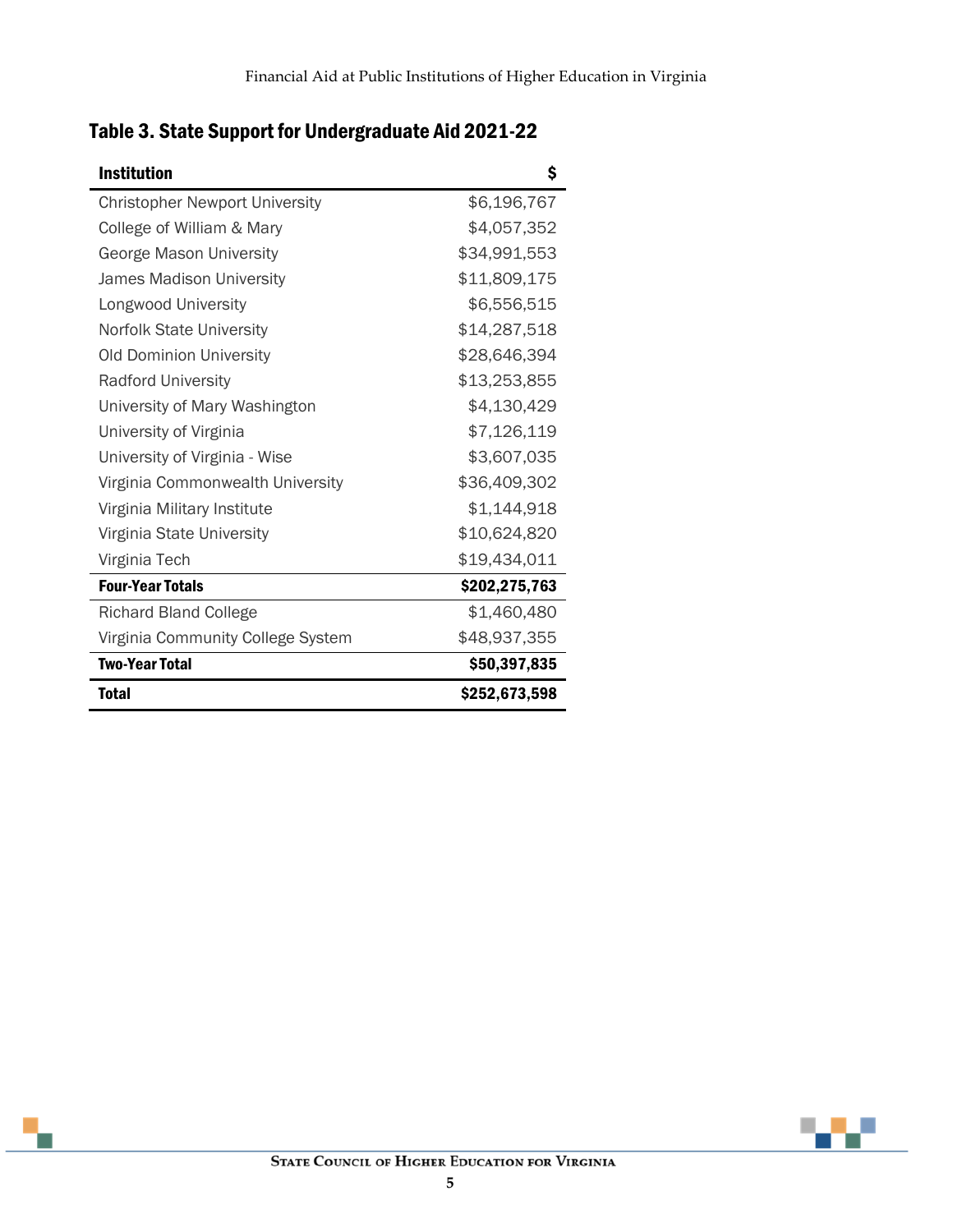## Table 3. State Support for Undergraduate Aid 2021-22

| Institution | $ |
|---|---|
| Christopher Newport University | $6,196,767 |
| College of William & Mary | $4,057,352 |
| George Mason University | $34,991,553 |
| James Madison University | $11,809,175 |
| Longwood University | $6,556,515 |
| Norfolk State University | $14,287,518 |
| Old Dominion University | $28,646,394 |
| Radford University | $13,253,855 |
| University of Mary Washington | $4,130,429 |
| University of Virginia | $7,126,119 |
| University of Virginia - Wise | $3,607,035 |
| Virginia Commonwealth University | $36,409,302 |
| Virginia Military Institute | $1,144,918 |
| Virginia State University | $10,624,820 |
| Virginia Tech | $19,434,011 |
| **Four-Year Totals** | **$202,275,763** |
| Richard Bland College | $1,460,480 |
| Virginia Community College System | $48,937,355 |
| **Two-Year Total** | **$50,397,835** |
| **Total** | **$252,673,598** |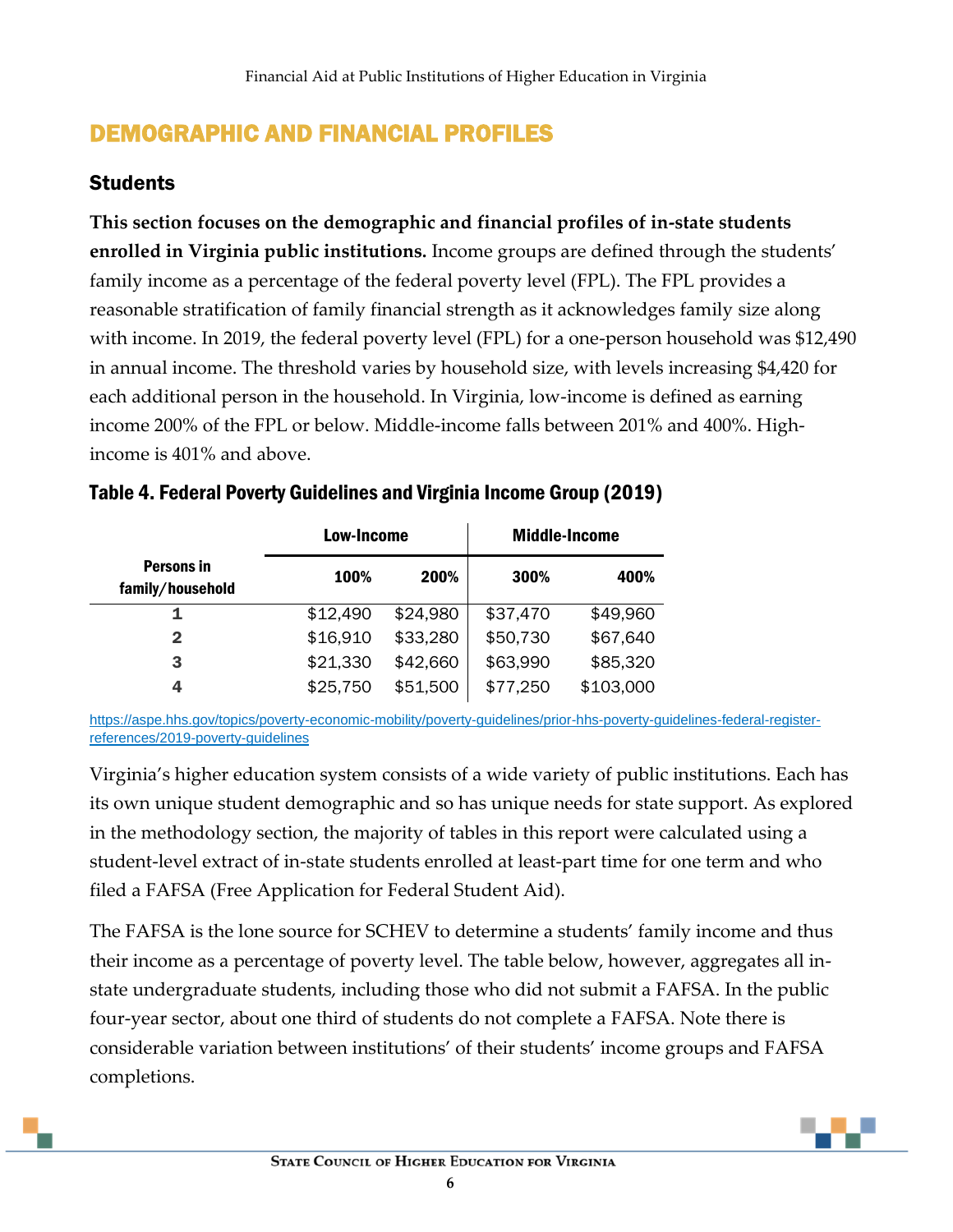## DEMOGRAPHIC AND FINANCIAL PROFILES

### Students

**This section focuses on the demographic and financial profiles of in-state students enrolled in Virginia public institutions.** Income groups are defined through the students' family income as a percentage of the federal poverty level (FPL). The FPL provides a reasonable stratification of family financial strength as it acknowledges family size along with income. In 2019, the federal poverty level (FPL) for a one-person household was $12,490 in annual income. The threshold varies by household size, with levels increasing $4,420 for each additional person in the household. In Virginia, low-income is defined as earning income 200% of the FPL or below. Middle-income falls between 201% and 400%. High-income is 401% and above.

#### Table 4. Federal Poverty Guidelines and Virginia Income Group (2019)

| | Low-Income | | Middle-Income | |
|---|---|---|---|---|
| **Persons in family/household** | **100%** | **200%** | **300%** | **400%** |
| 1 | $12,490 | $24,980 | $37,470 | $49,960 |
| 2 | $16,910 | $33,280 | $50,730 | $67,640 |
| 3 | $21,330 | $42,660 | $63,990 | $85,320 |
| 4 | $25,750 | $51,500 | $77,250 | $103,000 |

https://aspe.hhs.gov/topics/poverty-economic-mobility/poverty-guidelines/prior-hhs-poverty-guidelines-federal-register-references/2019-poverty-guidelines

Virginia's higher education system consists of a wide variety of public institutions. Each has its own unique student demographic and so has unique needs for state support. As explored in the methodology section, the majority of tables in this report were calculated using a student-level extract of in-state students enrolled at least-part time for one term and who filed a FAFSA (Free Application for Federal Student Aid).

The FAFSA is the lone source for SCHEV to determine a students' family income and thus their income as a percentage of poverty level. The table below, however, aggregates all in-state undergraduate students, including those who did not submit a FAFSA. In the public four-year sector, about one third of students do not complete a FAFSA. Note there is considerable variation between institutions' of their students' income groups and FAFSA completions.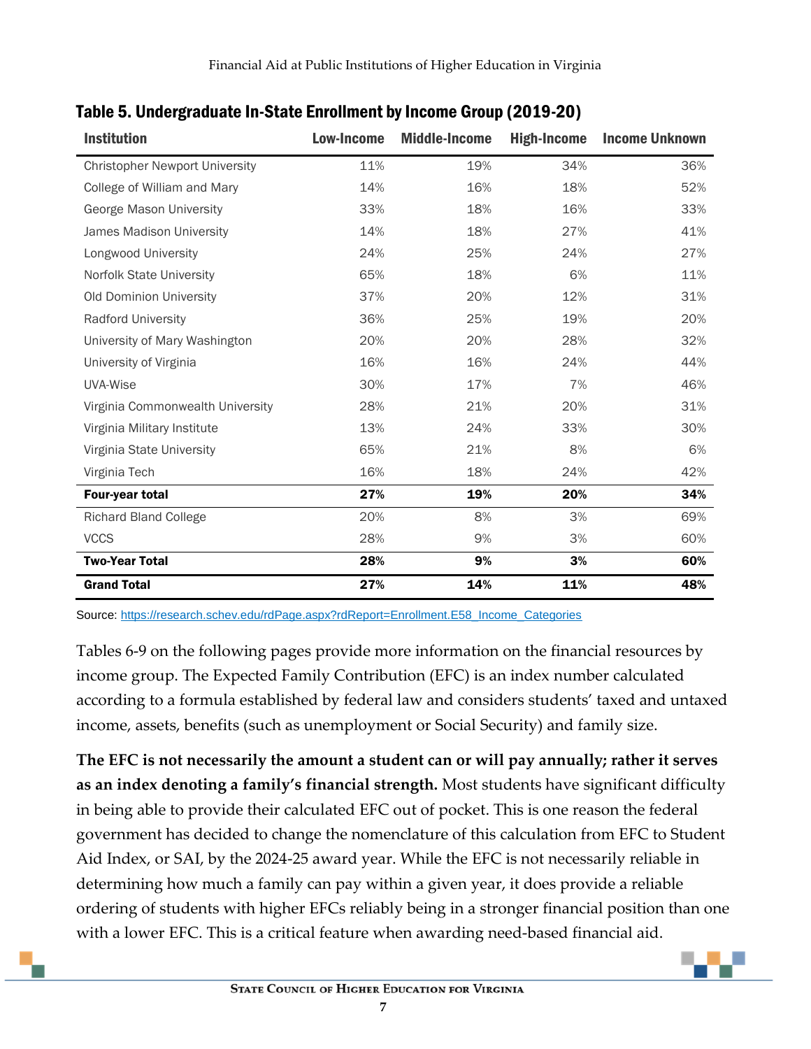### Table 5. Undergraduate In-State Enrollment by Income Group (2019-20)

| Institution | Low-Income | Middle-Income | High-Income | Income Unknown |
|---|---|---|---|---|
| Christopher Newport University | 11% | 19% | 34% | 36% |
| College of William and Mary | 14% | 16% | 18% | 52% |
| George Mason University | 33% | 18% | 16% | 33% |
| James Madison University | 14% | 18% | 27% | 41% |
| Longwood University | 24% | 25% | 24% | 27% |
| Norfolk State University | 65% | 18% | 6% | 11% |
| Old Dominion University | 37% | 20% | 12% | 31% |
| Radford University | 36% | 25% | 19% | 20% |
| University of Mary Washington | 20% | 20% | 28% | 32% |
| University of Virginia | 16% | 16% | 24% | 44% |
| UVA-Wise | 30% | 17% | 7% | 46% |
| Virginia Commonwealth University | 28% | 21% | 20% | 31% |
| Virginia Military Institute | 13% | 24% | 33% | 30% |
| Virginia State University | 65% | 21% | 8% | 6% |
| Virginia Tech | 16% | 18% | 24% | 42% |
| **Four-year total** | **27%** | **19%** | **20%** | **34%** |
| Richard Bland College | 20% | 8% | 3% | 69% |
| VCCS | 28% | 9% | 3% | 60% |
| **Two-Year Total** | **28%** | **9%** | **3%** | **60%** |
| **Grand Total** | **27%** | **14%** | **11%** | **48%** |

Source: https://research.schev.edu/rdPage.aspx?rdReport=Enrollment.E58_Income_Categories

Tables 6-9 on the following pages provide more information on the financial resources by income group. The Expected Family Contribution (EFC) is an index number calculated according to a formula established by federal law and considers students' taxed and untaxed income, assets, benefits (such as unemployment or Social Security) and family size.

**The EFC is not necessarily the amount a student can or will pay annually; rather it serves as an index denoting a family's financial strength.** Most students have significant difficulty in being able to provide their calculated EFC out of pocket. This is one reason the federal government has decided to change the nomenclature of this calculation from EFC to Student Aid Index, or SAI, by the 2024-25 award year. While the EFC is not necessarily reliable in determining how much a family can pay within a given year, it does provide a reliable ordering of students with higher EFCs reliably being in a stronger financial position than one with a lower EFC. This is a critical feature when awarding need-based financial aid.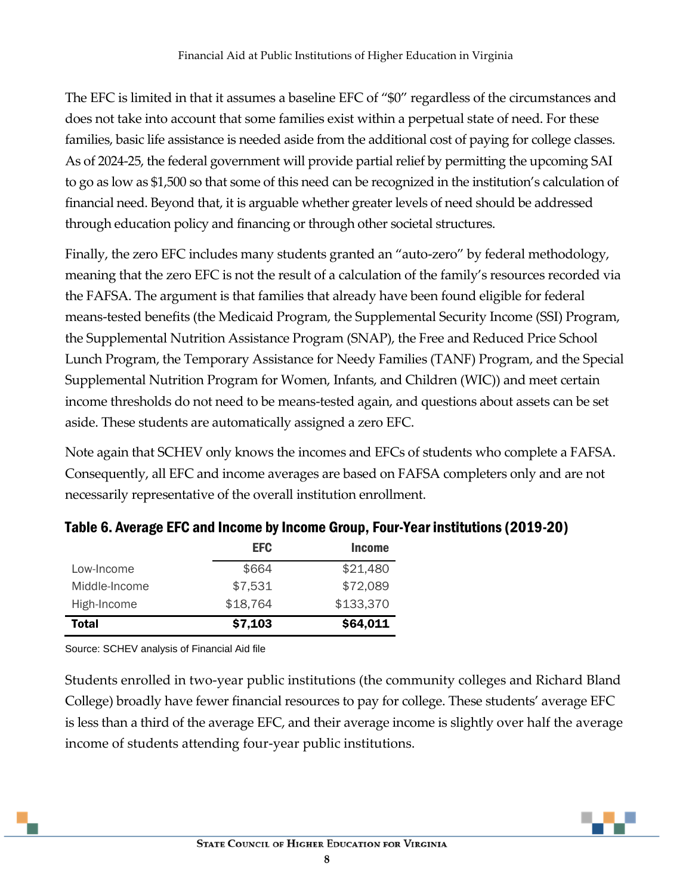The EFC is limited in that it assumes a baseline EFC of "$0" regardless of the circumstances and does not take into account that some families exist within a perpetual state of need. For these families, basic life assistance is needed aside from the additional cost of paying for college classes. As of 2024-25, the federal government will provide partial relief by permitting the upcoming SAI to go as low as $1,500 so that some of this need can be recognized in the institution's calculation of financial need. Beyond that, it is arguable whether greater levels of need should be addressed through education policy and financing or through other societal structures.

Finally, the zero EFC includes many students granted an "auto-zero" by federal methodology, meaning that the zero EFC is not the result of a calculation of the family's resources recorded via the FAFSA. The argument is that families that already have been found eligible for federal means-tested benefits (the Medicaid Program, the Supplemental Security Income (SSI) Program, the Supplemental Nutrition Assistance Program (SNAP), the Free and Reduced Price School Lunch Program, the Temporary Assistance for Needy Families (TANF) Program, and the Special Supplemental Nutrition Program for Women, Infants, and Children (WIC)) and meet certain income thresholds do not need to be means-tested again, and questions about assets can be set aside. These students are automatically assigned a zero EFC.

Note again that SCHEV only knows the incomes and EFCs of students who complete a FAFSA. Consequently, all EFC and income averages are based on FAFSA completers only and are not necessarily representative of the overall institution enrollment.

### Table 6. Average EFC and Income by Income Group, Four-Year institutions (2019-20)

| | EFC | Income |
|---|---|---|
| Low-Income | $664 | $21,480 |
| Middle-Income | $7,531 | $72,089 |
| High-Income | $18,764 | $133,370 |
| **Total** | **$7,103** | **$64,011** |

Source: SCHEV analysis of Financial Aid file

Students enrolled in two-year public institutions (the community colleges and Richard Bland College) broadly have fewer financial resources to pay for college. These students' average EFC is less than a third of the average EFC, and their average income is slightly over half the average income of students attending four-year public institutions.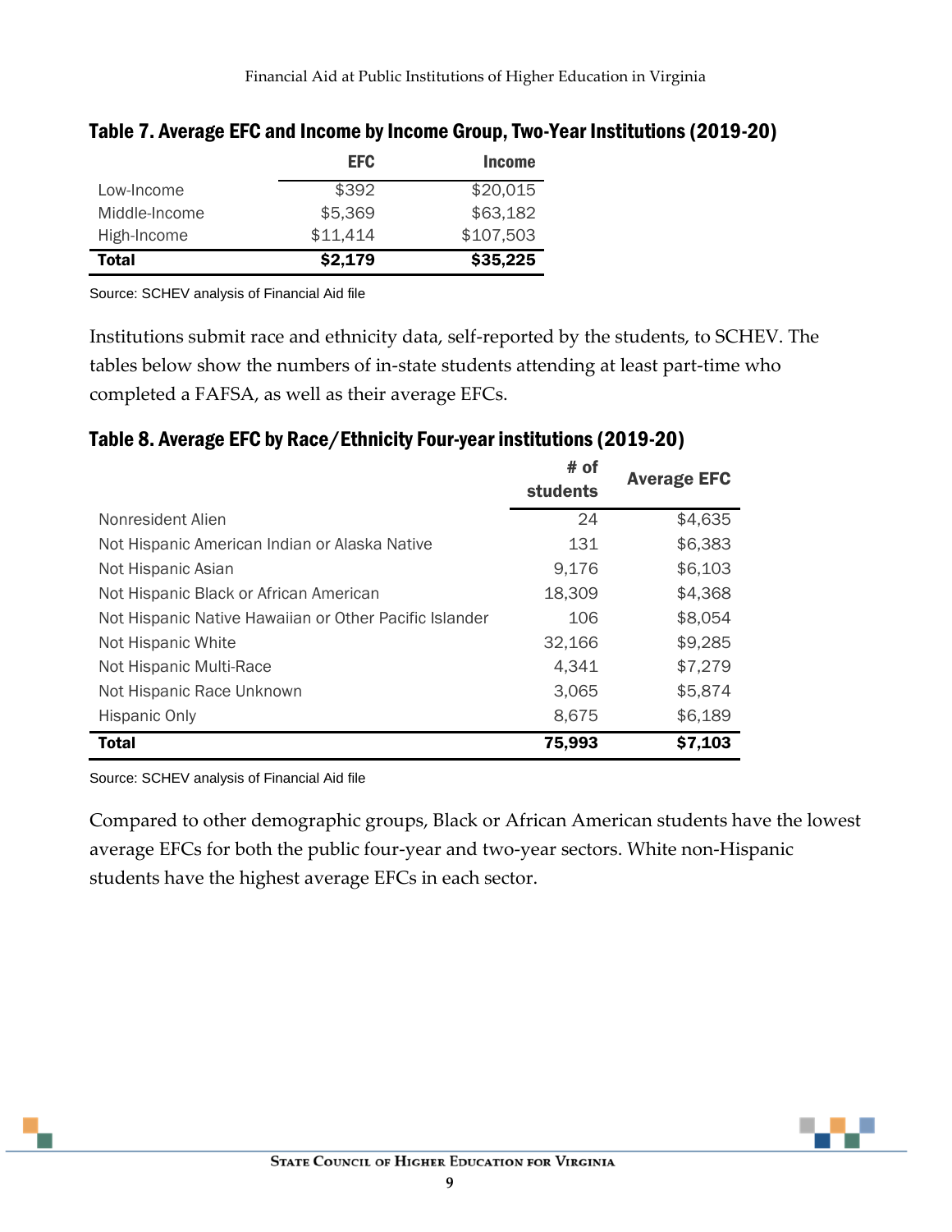### Table 7. Average EFC and Income by Income Group, Two-Year Institutions (2019-20)

| | EFC | Income |
|---|---|---|
| Low-Income | $392 | $20,015 |
| Middle-Income | $5,369 | $63,182 |
| High-Income | $11,414 | $107,503 |
| **Total** | **$2,179** | **$35,225** |

Source: SCHEV analysis of Financial Aid file

Institutions submit race and ethnicity data, self-reported by the students, to SCHEV. The tables below show the numbers of in-state students attending at least part-time who completed a FAFSA, as well as their average EFCs.

### Table 8. Average EFC by Race/Ethnicity Four-year institutions (2019-20)

| | # of students | Average EFC |
|---|---|---|
| Nonresident Alien | 24 | $4,635 |
| Not Hispanic American Indian or Alaska Native | 131 | $6,383 |
| Not Hispanic Asian | 9,176 | $6,103 |
| Not Hispanic Black or African American | 18,309 | $4,368 |
| Not Hispanic Native Hawaiian or Other Pacific Islander | 106 | $8,054 |
| Not Hispanic White | 32,166 | $9,285 |
| Not Hispanic Multi-Race | 4,341 | $7,279 |
| Not Hispanic Race Unknown | 3,065 | $5,874 |
| Hispanic Only | 8,675 | $6,189 |
| **Total** | **75,993** | **$7,103** |

Source: SCHEV analysis of Financial Aid file

Compared to other demographic groups, Black or African American students have the lowest average EFCs for both the public four-year and two-year sectors. White non-Hispanic students have the highest average EFCs in each sector.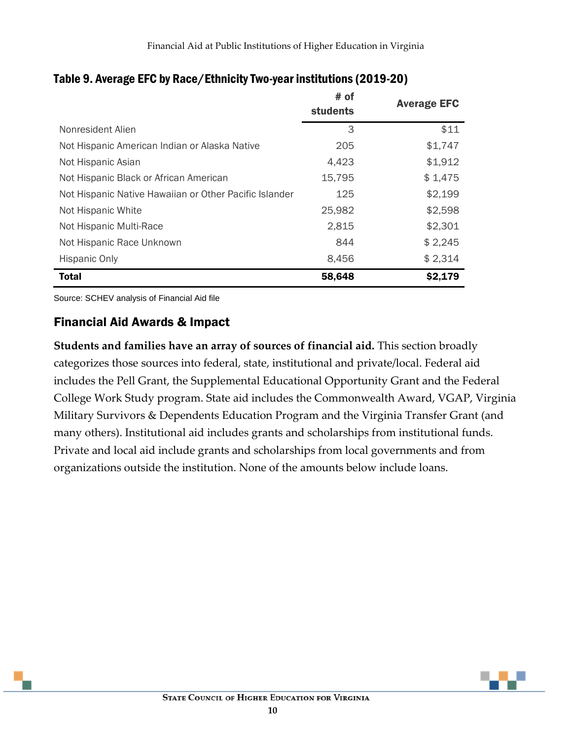### Table 9. Average EFC by Race/Ethnicity Two-year institutions (2019-20)

| | # of students | Average EFC |
|---|---|---|
| Nonresident Alien | 3 | $11 |
| Not Hispanic American Indian or Alaska Native | 205 | $1,747 |
| Not Hispanic Asian | 4,423 | $1,912 |
| Not Hispanic Black or African American | 15,795 | $ 1,475 |
| Not Hispanic Native Hawaiian or Other Pacific Islander | 125 | $2,199 |
| Not Hispanic White | 25,982 | $2,598 |
| Not Hispanic Multi-Race | 2,815 | $2,301 |
| Not Hispanic Race Unknown | 844 | $ 2,245 |
| Hispanic Only | 8,456 | $ 2,314 |
| **Total** | **58,648** | **$2,179** |

Source: SCHEV analysis of Financial Aid file

## Financial Aid Awards & Impact

**Students and families have an array of sources of financial aid.** This section broadly categorizes those sources into federal, state, institutional and private/local. Federal aid includes the Pell Grant, the Supplemental Educational Opportunity Grant and the Federal College Work Study program. State aid includes the Commonwealth Award, VGAP, Virginia Military Survivors & Dependents Education Program and the Virginia Transfer Grant (and many others). Institutional aid includes grants and scholarships from institutional funds. Private and local aid include grants and scholarships from local governments and from organizations outside the institution. None of the amounts below include loans.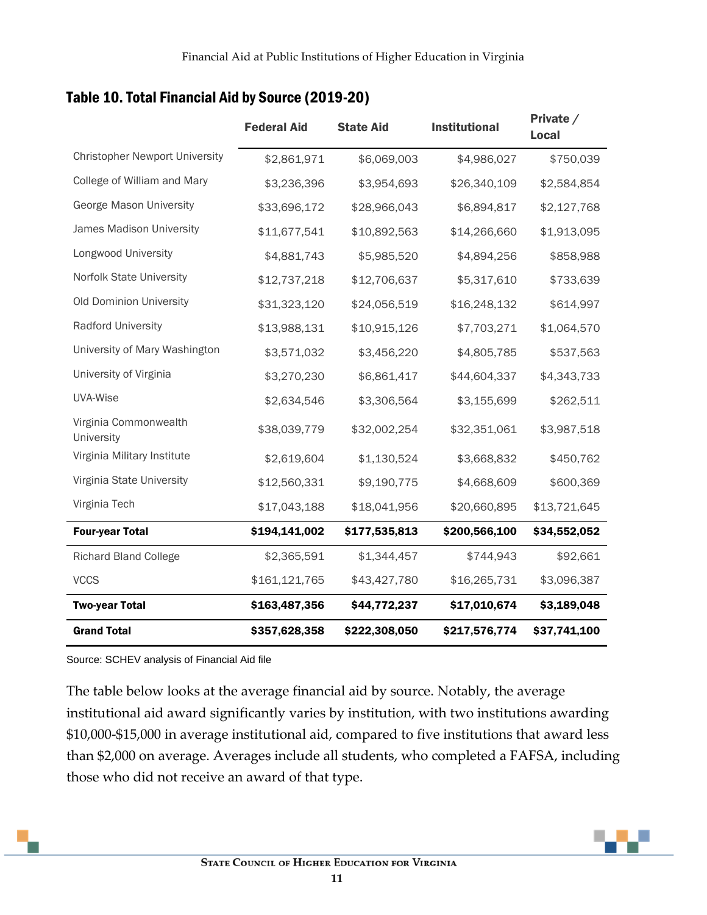## Table 10. Total Financial Aid by Source (2019-20)

| | Federal Aid | State Aid | Institutional | Private / Local |
|---|---|---|---|---|
| Christopher Newport University | $2,861,971 | $6,069,003 | $4,986,027 | $750,039 |
| College of William and Mary | $3,236,396 | $3,954,693 | $26,340,109 | $2,584,854 |
| George Mason University | $33,696,172 | $28,966,043 | $6,894,817 | $2,127,768 |
| James Madison University | $11,677,541 | $10,892,563 | $14,266,660 | $1,913,095 |
| Longwood University | $4,881,743 | $5,985,520 | $4,894,256 | $858,988 |
| Norfolk State University | $12,737,218 | $12,706,637 | $5,317,610 | $733,639 |
| Old Dominion University | $31,323,120 | $24,056,519 | $16,248,132 | $614,997 |
| Radford University | $13,988,131 | $10,915,126 | $7,703,271 | $1,064,570 |
| University of Mary Washington | $3,571,032 | $3,456,220 | $4,805,785 | $537,563 |
| University of Virginia | $3,270,230 | $6,861,417 | $44,604,337 | $4,343,733 |
| UVA-Wise | $2,634,546 | $3,306,564 | $3,155,699 | $262,511 |
| Virginia Commonwealth University | $38,039,779 | $32,002,254 | $32,351,061 | $3,987,518 |
| Virginia Military Institute | $2,619,604 | $1,130,524 | $3,668,832 | $450,762 |
| Virginia State University | $12,560,331 | $9,190,775 | $4,668,609 | $600,369 |
| Virginia Tech | $17,043,188 | $18,041,956 | $20,660,895 | $13,721,645 |
| **Four-year Total** | **$194,141,002** | **$177,535,813** | **$200,566,100** | **$34,552,052** |
| Richard Bland College | $2,365,591 | $1,344,457 | $744,943 | $92,661 |
| VCCS | $161,121,765 | $43,427,780 | $16,265,731 | $3,096,387 |
| **Two-year Total** | **$163,487,356** | **$44,772,237** | **$17,010,674** | **$3,189,048** |
| **Grand Total** | **$357,628,358** | **$222,308,050** | **$217,576,774** | **$37,741,100** |

Source: SCHEV analysis of Financial Aid file

The table below looks at the average financial aid by source. Notably, the average institutional aid award significantly varies by institution, with two institutions awarding $10,000-$15,000 in average institutional aid, compared to five institutions that award less than $2,000 on average. Averages include all students, who completed a FAFSA, including those who did not receive an award of that type.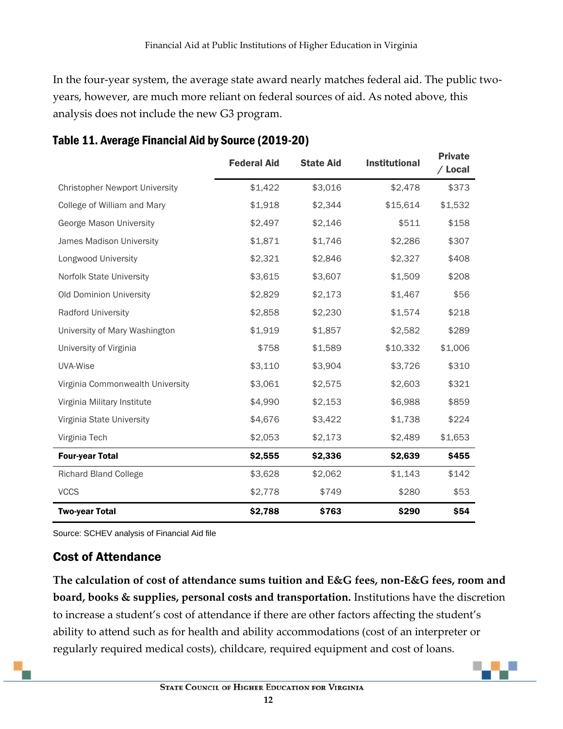In the four-year system, the average state award nearly matches federal aid. The public two-years, however, are much more reliant on federal sources of aid. As noted above, this analysis does not include the new G3 program.

### Table 11. Average Financial Aid by Source (2019-20)

| | Federal Aid | State Aid | Institutional | Private / Local |
|---|---|---|---|---|
| Christopher Newport University | $1,422 | $3,016 | $2,478 | $373 |
| College of William and Mary | $1,918 | $2,344 | $15,614 | $1,532 |
| George Mason University | $2,497 | $2,146 | $511 | $158 |
| James Madison University | $1,871 | $1,746 | $2,286 | $307 |
| Longwood University | $2,321 | $2,846 | $2,327 | $408 |
| Norfolk State University | $3,615 | $3,607 | $1,509 | $208 |
| Old Dominion University | $2,829 | $2,173 | $1,467 | $56 |
| Radford University | $2,858 | $2,230 | $1,574 | $218 |
| University of Mary Washington | $1,919 | $1,857 | $2,582 | $289 |
| University of Virginia | $758 | $1,589 | $10,332 | $1,006 |
| UVA-Wise | $3,110 | $3,904 | $3,726 | $310 |
| Virginia Commonwealth University | $3,061 | $2,575 | $2,603 | $321 |
| Virginia Military Institute | $4,990 | $2,153 | $6,988 | $859 |
| Virginia State University | $4,676 | $3,422 | $1,738 | $224 |
| Virginia Tech | $2,053 | $2,173 | $2,489 | $1,653 |
| **Four-year Total** | **$2,555** | **$2,336** | **$2,639** | **$455** |
| Richard Bland College | $3,628 | $2,062 | $1,143 | $142 |
| VCCS | $2,778 | $749 | $280 | $53 |
| **Two-year Total** | **$2,788** | **$763** | **$290** | **$54** |

Source: SCHEV analysis of Financial Aid file

## Cost of Attendance

**The calculation of cost of attendance sums tuition and E&G fees, non-E&G fees, room and board, books & supplies, personal costs and transportation.** Institutions have the discretion to increase a student's cost of attendance if there are other factors affecting the student's ability to attend such as for health and ability accommodations (cost of an interpreter or regularly required medical costs), childcare, required equipment and cost of loans.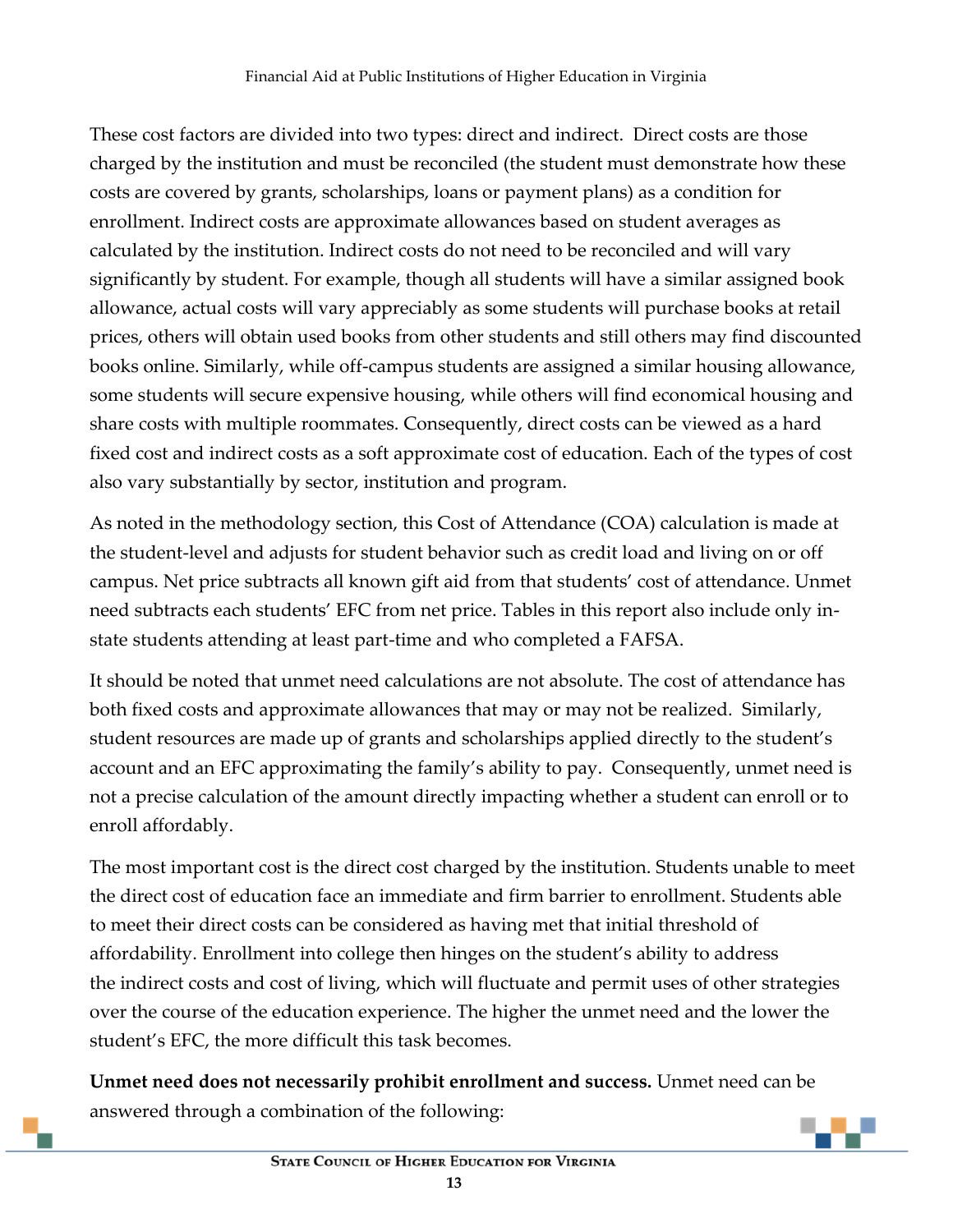These cost factors are divided into two types: direct and indirect. Direct costs are those charged by the institution and must be reconciled (the student must demonstrate how these costs are covered by grants, scholarships, loans or payment plans) as a condition for enrollment. Indirect costs are approximate allowances based on student averages as calculated by the institution. Indirect costs do not need to be reconciled and will vary significantly by student. For example, though all students will have a similar assigned book allowance, actual costs will vary appreciably as some students will purchase books at retail prices, others will obtain used books from other students and still others may find discounted books online. Similarly, while off-campus students are assigned a similar housing allowance, some students will secure expensive housing, while others will find economical housing and share costs with multiple roommates. Consequently, direct costs can be viewed as a hard fixed cost and indirect costs as a soft approximate cost of education. Each of the types of cost also vary substantially by sector, institution and program.

As noted in the methodology section, this Cost of Attendance (COA) calculation is made at the student-level and adjusts for student behavior such as credit load and living on or off campus. Net price subtracts all known gift aid from that students' cost of attendance. Unmet need subtracts each students' EFC from net price. Tables in this report also include only in-state students attending at least part-time and who completed a FAFSA.

It should be noted that unmet need calculations are not absolute. The cost of attendance has both fixed costs and approximate allowances that may or may not be realized. Similarly, student resources are made up of grants and scholarships applied directly to the student's account and an EFC approximating the family's ability to pay. Consequently, unmet need is not a precise calculation of the amount directly impacting whether a student can enroll or to enroll affordably.

The most important cost is the direct cost charged by the institution. Students unable to meet the direct cost of education face an immediate and firm barrier to enrollment. Students able to meet their direct costs can be considered as having met that initial threshold of affordability. Enrollment into college then hinges on the student's ability to address the indirect costs and cost of living, which will fluctuate and permit uses of other strategies over the course of the education experience. The higher the unmet need and the lower the student's EFC, the more difficult this task becomes.

**Unmet need does not necessarily prohibit enrollment and success.** Unmet need can be answered through a combination of the following: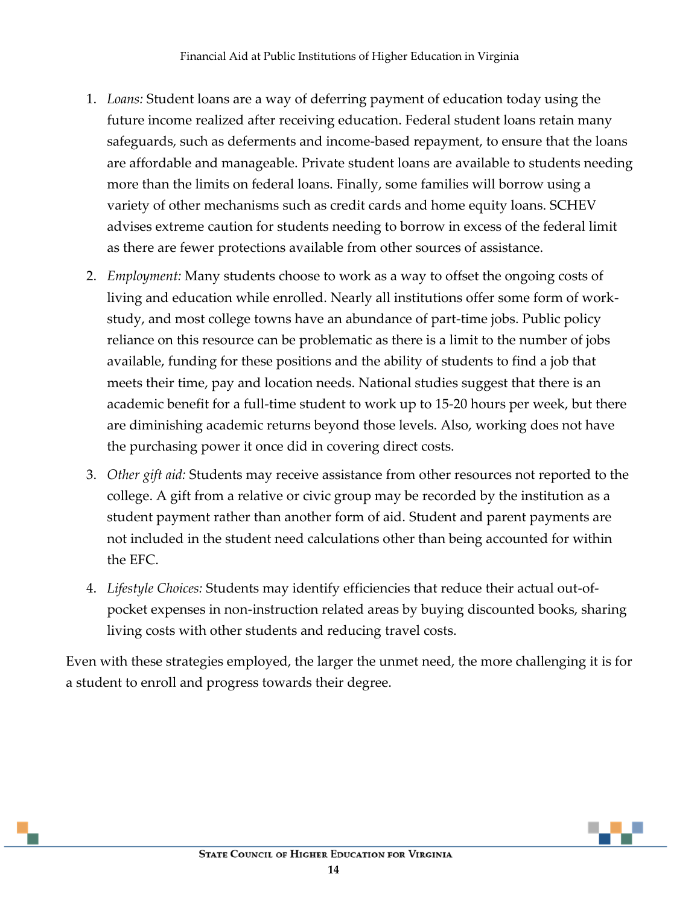1. *Loans:* Student loans are a way of deferring payment of education today using the future income realized after receiving education. Federal student loans retain many safeguards, such as deferments and income-based repayment, to ensure that the loans are affordable and manageable. Private student loans are available to students needing more than the limits on federal loans. Finally, some families will borrow using a variety of other mechanisms such as credit cards and home equity loans. SCHEV advises extreme caution for students needing to borrow in excess of the federal limit as there are fewer protections available from other sources of assistance.

2. *Employment:* Many students choose to work as a way to offset the ongoing costs of living and education while enrolled. Nearly all institutions offer some form of work-study, and most college towns have an abundance of part-time jobs. Public policy reliance on this resource can be problematic as there is a limit to the number of jobs available, funding for these positions and the ability of students to find a job that meets their time, pay and location needs. National studies suggest that there is an academic benefit for a full-time student to work up to 15-20 hours per week, but there are diminishing academic returns beyond those levels. Also, working does not have the purchasing power it once did in covering direct costs.

3. *Other gift aid:* Students may receive assistance from other resources not reported to the college. A gift from a relative or civic group may be recorded by the institution as a student payment rather than another form of aid. Student and parent payments are not included in the student need calculations other than being accounted for within the EFC.

4. *Lifestyle Choices:* Students may identify efficiencies that reduce their actual out-of-pocket expenses in non-instruction related areas by buying discounted books, sharing living costs with other students and reducing travel costs.

Even with these strategies employed, the larger the unmet need, the more challenging it is for a student to enroll and progress towards their degree.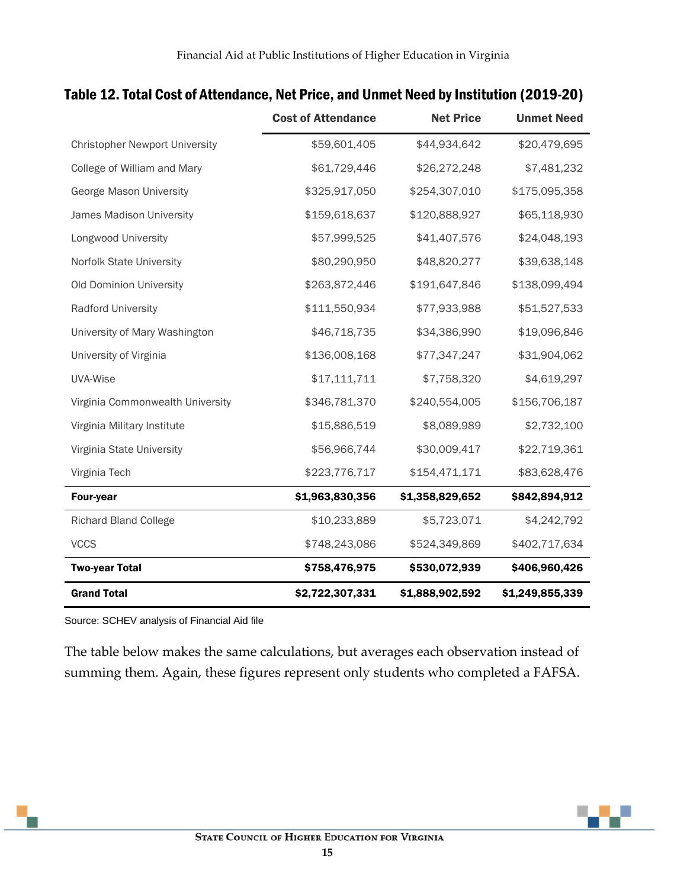## Table 12. Total Cost of Attendance, Net Price, and Unmet Need by Institution (2019-20)

| | Cost of Attendance | Net Price | Unmet Need |
|---|---|---|---|
| Christopher Newport University | $59,601,405 | $44,934,642 | $20,479,695 |
| College of William and Mary | $61,729,446 | $26,272,248 | $7,481,232 |
| George Mason University | $325,917,050 | $254,307,010 | $175,095,358 |
| James Madison University | $159,618,637 | $120,888,927 | $65,118,930 |
| Longwood University | $57,999,525 | $41,407,576 | $24,048,193 |
| Norfolk State University | $80,290,950 | $48,820,277 | $39,638,148 |
| Old Dominion University | $263,872,446 | $191,647,846 | $138,099,494 |
| Radford University | $111,550,934 | $77,933,988 | $51,527,533 |
| University of Mary Washington | $46,718,735 | $34,386,990 | $19,096,846 |
| University of Virginia | $136,008,168 | $77,347,247 | $31,904,062 |
| UVA-Wise | $17,111,711 | $7,758,320 | $4,619,297 |
| Virginia Commonwealth University | $346,781,370 | $240,554,005 | $156,706,187 |
| Virginia Military Institute | $15,886,519 | $8,089,989 | $2,732,100 |
| Virginia State University | $56,966,744 | $30,009,417 | $22,719,361 |
| Virginia Tech | $223,776,717 | $154,471,171 | $83,628,476 |
| **Four-year** | **$1,963,830,356** | **$1,358,829,652** | **$842,894,912** |
| Richard Bland College | $10,233,889 | $5,723,071 | $4,242,792 |
| VCCS | $748,243,086 | $524,349,869 | $402,717,634 |
| **Two-year Total** | **$758,476,975** | **$530,072,939** | **$406,960,426** |
| **Grand Total** | **$2,722,307,331** | **$1,888,902,592** | **$1,249,855,339** |

Source: SCHEV analysis of Financial Aid file

The table below makes the same calculations, but averages each observation instead of summing them. Again, these figures represent only students who completed a FAFSA.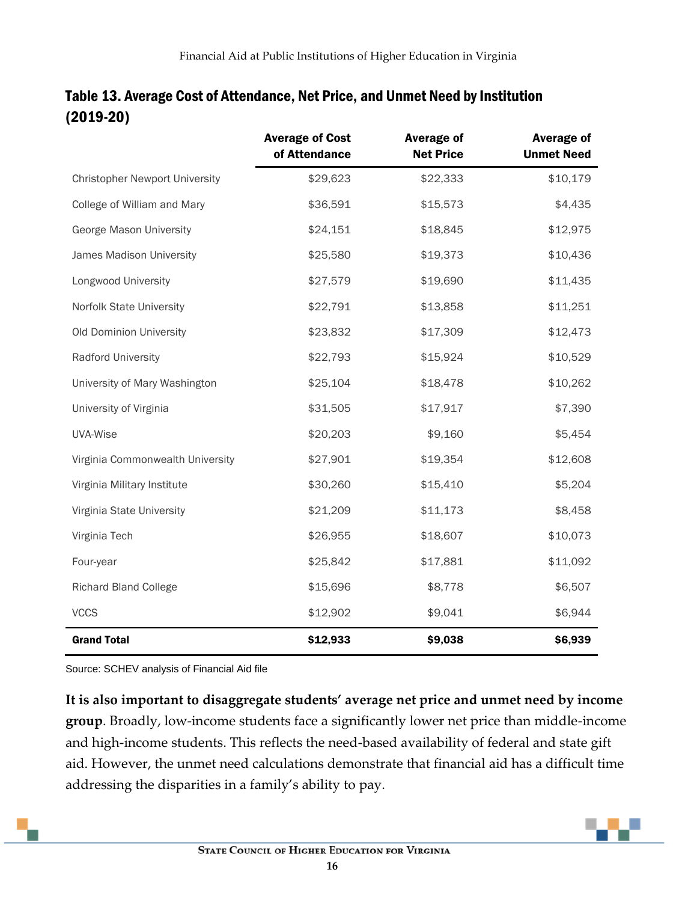### Table 13. Average Cost of Attendance, Net Price, and Unmet Need by Institution (2019-20)

| | Average of Cost of Attendance | Average of Net Price | Average of Unmet Need |
|---|---|---|---|
| Christopher Newport University | $29,623 | $22,333 | $10,179 |
| College of William and Mary | $36,591 | $15,573 | $4,435 |
| George Mason University | $24,151 | $18,845 | $12,975 |
| James Madison University | $25,580 | $19,373 | $10,436 |
| Longwood University | $27,579 | $19,690 | $11,435 |
| Norfolk State University | $22,791 | $13,858 | $11,251 |
| Old Dominion University | $23,832 | $17,309 | $12,473 |
| Radford University | $22,793 | $15,924 | $10,529 |
| University of Mary Washington | $25,104 | $18,478 | $10,262 |
| University of Virginia | $31,505 | $17,917 | $7,390 |
| UVA-Wise | $20,203 | $9,160 | $5,454 |
| Virginia Commonwealth University | $27,901 | $19,354 | $12,608 |
| Virginia Military Institute | $30,260 | $15,410 | $5,204 |
| Virginia State University | $21,209 | $11,173 | $8,458 |
| Virginia Tech | $26,955 | $18,607 | $10,073 |
| Four-year | $25,842 | $17,881 | $11,092 |
| Richard Bland College | $15,696 | $8,778 | $6,507 |
| VCCS | $12,902 | $9,041 | $6,944 |
| **Grand Total** | **$12,933** | **$9,038** | **$6,939** |

Source: SCHEV analysis of Financial Aid file

**It is also important to disaggregate students' average net price and unmet need by income group**. Broadly, low-income students face a significantly lower net price than middle-income and high-income students. This reflects the need-based availability of federal and state gift aid. However, the unmet need calculations demonstrate that financial aid has a difficult time addressing the disparities in a family's ability to pay.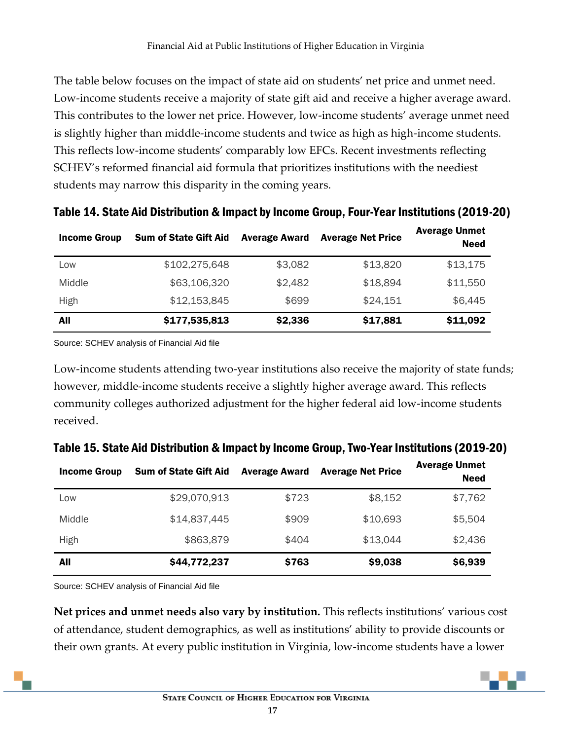The table below focuses on the impact of state aid on students' net price and unmet need. Low-income students receive a majority of state gift aid and receive a higher average award. This contributes to the lower net price. However, low-income students' average unmet need is slightly higher than middle-income students and twice as high as high-income students. This reflects low-income students' comparably low EFCs. Recent investments reflecting SCHEV's reformed financial aid formula that prioritizes institutions with the neediest students may narrow this disparity in the coming years.

### Table 14. State Aid Distribution & Impact by Income Group, Four-Year Institutions (2019-20)

| Income Group | Sum of State Gift Aid | Average Award | Average Net Price | Average Unmet Need |
|---|---|---|---|---|
| Low | $102,275,648 | $3,082 | $13,820 | $13,175 |
| Middle | $63,106,320 | $2,482 | $18,894 | $11,550 |
| High | $12,153,845 | $699 | $24,151 | $6,445 |
| **All** | **$177,535,813** | **$2,336** | **$17,881** | **$11,092** |

Source: SCHEV analysis of Financial Aid file

Low-income students attending two-year institutions also receive the majority of state funds; however, middle-income students receive a slightly higher average award. This reflects community colleges authorized adjustment for the higher federal aid low-income students received.

### Table 15. State Aid Distribution & Impact by Income Group, Two-Year Institutions (2019-20)

| Income Group | Sum of State Gift Aid | Average Award | Average Net Price | Average Unmet Need |
|---|---|---|---|---|
| Low | $29,070,913 | $723 | $8,152 | $7,762 |
| Middle | $14,837,445 | $909 | $10,693 | $5,504 |
| High | $863,879 | $404 | $13,044 | $2,436 |
| **All** | **$44,772,237** | **$763** | **$9,038** | **$6,939** |

Source: SCHEV analysis of Financial Aid file

**Net prices and unmet needs also vary by institution.** This reflects institutions' various cost of attendance, student demographics, as well as institutions' ability to provide discounts or their own grants. At every public institution in Virginia, low-income students have a lower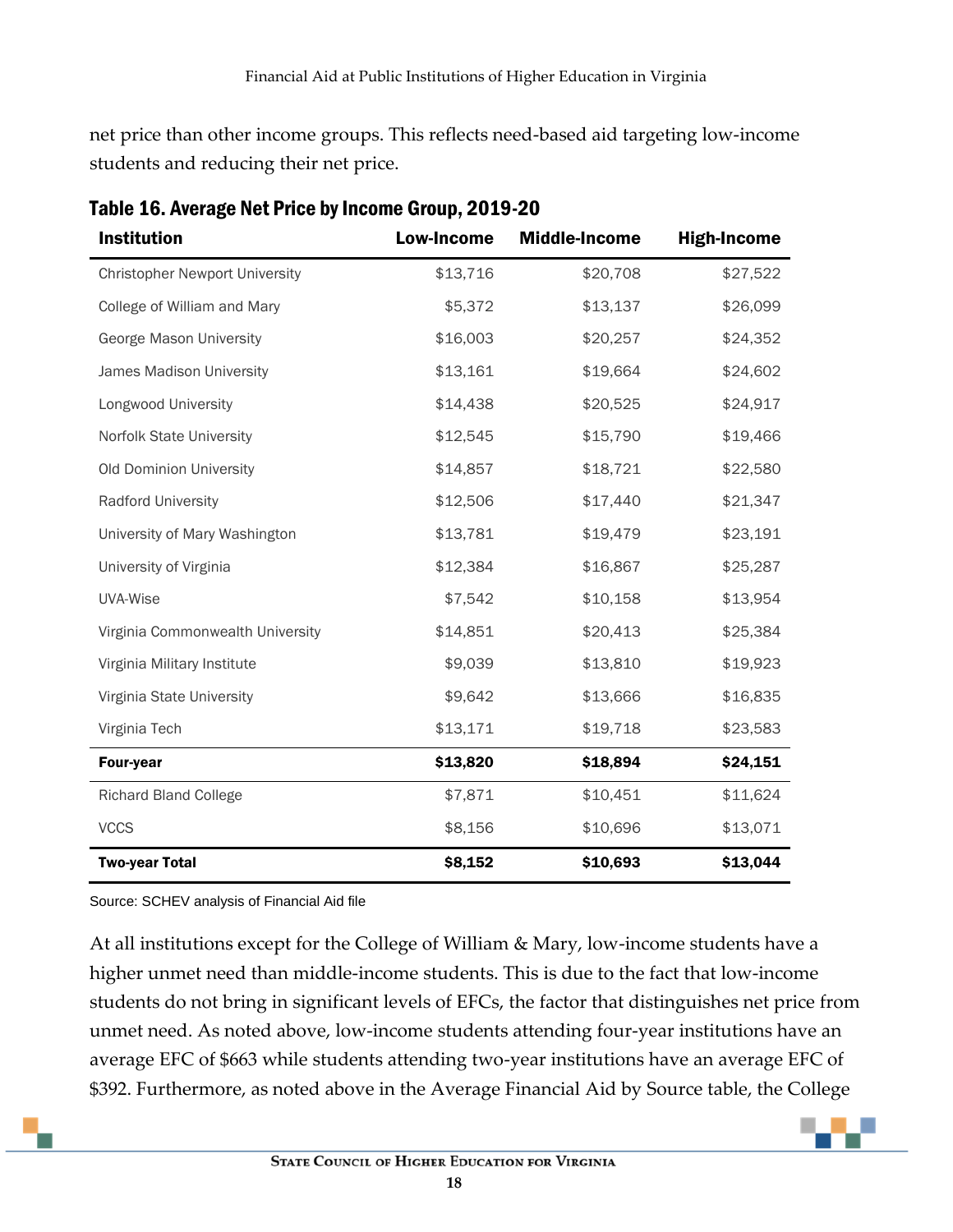net price than other income groups. This reflects need-based aid targeting low-income students and reducing their net price.

**Table 16. Average Net Price by Income Group, 2019-20**

| Institution | Low-Income | Middle-Income | High-Income |
|---|---|---|---|
| Christopher Newport University | $13,716 | $20,708 | $27,522 |
| College of William and Mary | $5,372 | $13,137 | $26,099 |
| George Mason University | $16,003 | $20,257 | $24,352 |
| James Madison University | $13,161 | $19,664 | $24,602 |
| Longwood University | $14,438 | $20,525 | $24,917 |
| Norfolk State University | $12,545 | $15,790 | $19,466 |
| Old Dominion University | $14,857 | $18,721 | $22,580 |
| Radford University | $12,506 | $17,440 | $21,347 |
| University of Mary Washington | $13,781 | $19,479 | $23,191 |
| University of Virginia | $12,384 | $16,867 | $25,287 |
| UVA-Wise | $7,542 | $10,158 | $13,954 |
| Virginia Commonwealth University | $14,851 | $20,413 | $25,384 |
| Virginia Military Institute | $9,039 | $13,810 | $19,923 |
| Virginia State University | $9,642 | $13,666 | $16,835 |
| Virginia Tech | $13,171 | $19,718 | $23,583 |
| **Four-year** | **$13,820** | **$18,894** | **$24,151** |
| Richard Bland College | $7,871 | $10,451 | $11,624 |
| VCCS | $8,156 | $10,696 | $13,071 |
| **Two-year Total** | **$8,152** | **$10,693** | **$13,044** |

Source: SCHEV analysis of Financial Aid file

At all institutions except for the College of William & Mary, low-income students have a higher unmet need than middle-income students. This is due to the fact that low-income students do not bring in significant levels of EFCs, the factor that distinguishes net price from unmet need. As noted above, low-income students attending four-year institutions have an average EFC of $663 while students attending two-year institutions have an average EFC of $392. Furthermore, as noted above in the Average Financial Aid by Source table, the College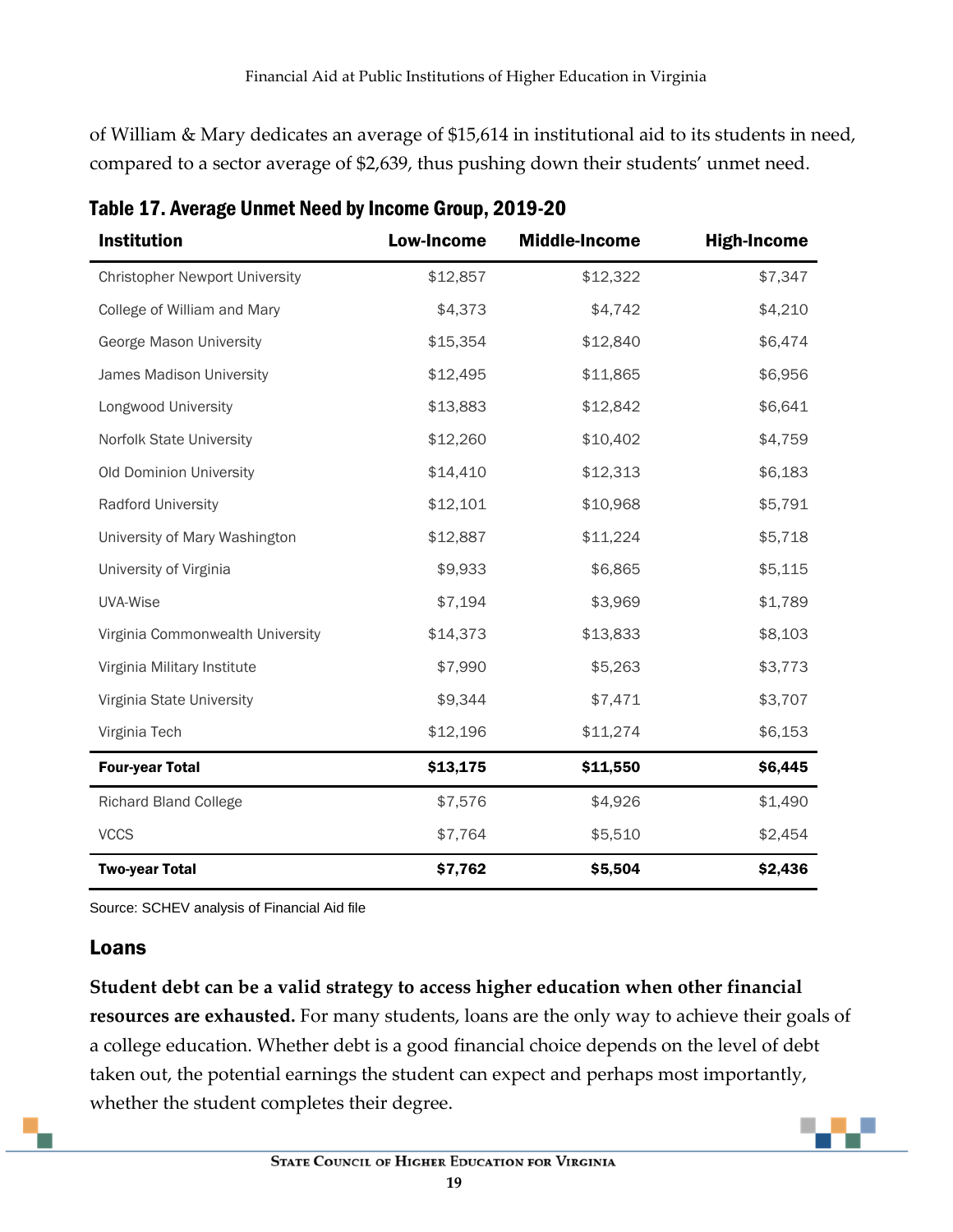of William & Mary dedicates an average of $15,614 in institutional aid to its students in need, compared to a sector average of $2,639, thus pushing down their students' unmet need.

**Table 17. Average Unmet Need by Income Group, 2019-20**

| Institution | Low-Income | Middle-Income | High-Income |
|---|---|---|---|
| Christopher Newport University | $12,857 | $12,322 | $7,347 |
| College of William and Mary | $4,373 | $4,742 | $4,210 |
| George Mason University | $15,354 | $12,840 | $6,474 |
| James Madison University | $12,495 | $11,865 | $6,956 |
| Longwood University | $13,883 | $12,842 | $6,641 |
| Norfolk State University | $12,260 | $10,402 | $4,759 |
| Old Dominion University | $14,410 | $12,313 | $6,183 |
| Radford University | $12,101 | $10,968 | $5,791 |
| University of Mary Washington | $12,887 | $11,224 | $5,718 |
| University of Virginia | $9,933 | $6,865 | $5,115 |
| UVA-Wise | $7,194 | $3,969 | $1,789 |
| Virginia Commonwealth University | $14,373 | $13,833 | $8,103 |
| Virginia Military Institute | $7,990 | $5,263 | $3,773 |
| Virginia State University | $9,344 | $7,471 | $3,707 |
| Virginia Tech | $12,196 | $11,274 | $6,153 |
| **Four-year Total** | **$13,175** | **$11,550** | **$6,445** |
| Richard Bland College | $7,576 | $4,926 | $1,490 |
| VCCS | $7,764 | $5,510 | $2,454 |
| **Two-year Total** | **$7,762** | **$5,504** | **$2,436** |

Source: SCHEV analysis of Financial Aid file

## Loans

**Student debt can be a valid strategy to access higher education when other financial resources are exhausted.** For many students, loans are the only way to achieve their goals of a college education. Whether debt is a good financial choice depends on the level of debt taken out, the potential earnings the student can expect and perhaps most importantly, whether the student completes their degree.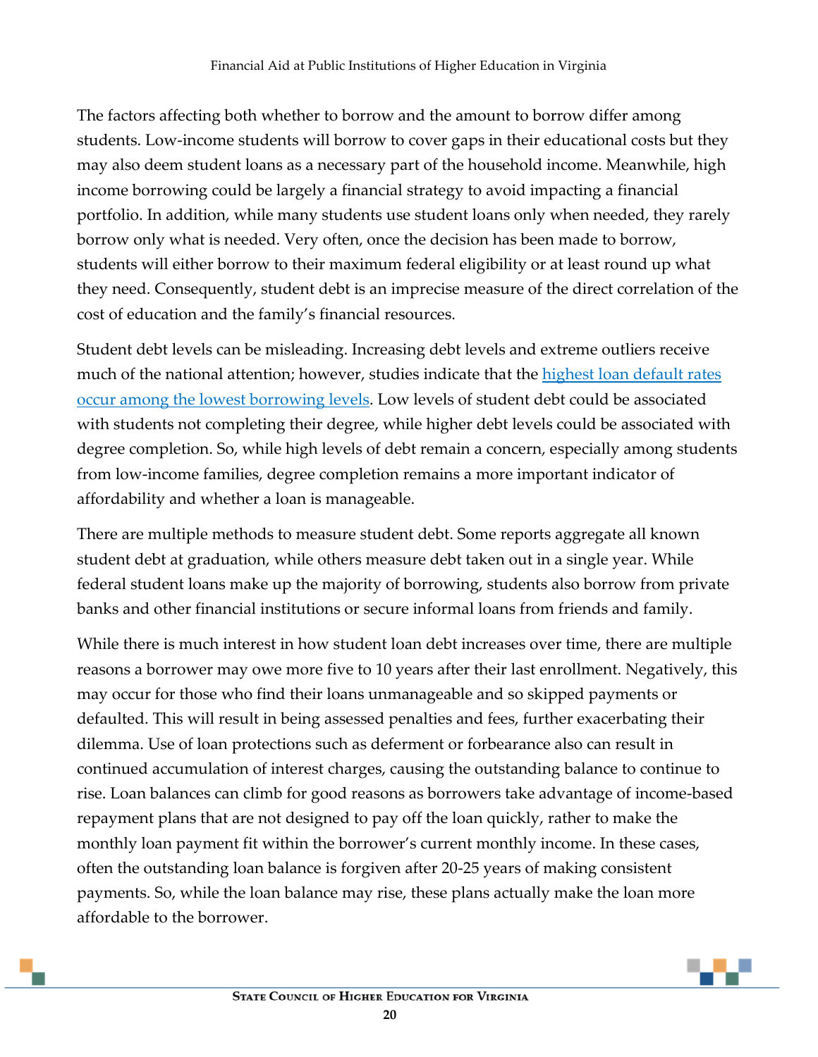The factors affecting both whether to borrow and the amount to borrow differ among students. Low-income students will borrow to cover gaps in their educational costs but they may also deem student loans as a necessary part of the household income. Meanwhile, high income borrowing could be largely a financial strategy to avoid impacting a financial portfolio. In addition, while many students use student loans only when needed, they rarely borrow only what is needed. Very often, once the decision has been made to borrow, students will either borrow to their maximum federal eligibility or at least round up what they need. Consequently, student debt is an imprecise measure of the direct correlation of the cost of education and the family's financial resources.

Student debt levels can be misleading. Increasing debt levels and extreme outliers receive much of the national attention; however, studies indicate that the highest loan default rates occur among the lowest borrowing levels. Low levels of student debt could be associated with students not completing their degree, while higher debt levels could be associated with degree completion. So, while high levels of debt remain a concern, especially among students from low-income families, degree completion remains a more important indicator of affordability and whether a loan is manageable.

There are multiple methods to measure student debt. Some reports aggregate all known student debt at graduation, while others measure debt taken out in a single year. While federal student loans make up the majority of borrowing, students also borrow from private banks and other financial institutions or secure informal loans from friends and family.

While there is much interest in how student loan debt increases over time, there are multiple reasons a borrower may owe more five to 10 years after their last enrollment. Negatively, this may occur for those who find their loans unmanageable and so skipped payments or defaulted. This will result in being assessed penalties and fees, further exacerbating their dilemma. Use of loan protections such as deferment or forbearance also can result in continued accumulation of interest charges, causing the outstanding balance to continue to rise. Loan balances can climb for good reasons as borrowers take advantage of income-based repayment plans that are not designed to pay off the loan quickly, rather to make the monthly loan payment fit within the borrower's current monthly income. In these cases, often the outstanding loan balance is forgiven after 20-25 years of making consistent payments. So, while the loan balance may rise, these plans actually make the loan more affordable to the borrower.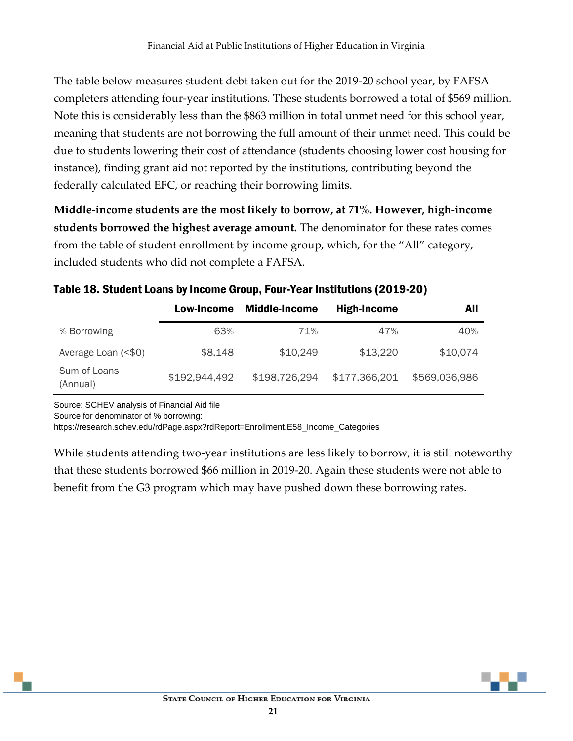The table below measures student debt taken out for the 2019-20 school year, by FAFSA completers attending four-year institutions. These students borrowed a total of $569 million. Note this is considerably less than the $863 million in total unmet need for this school year, meaning that students are not borrowing the full amount of their unmet need. This could be due to students lowering their cost of attendance (students choosing lower cost housing for instance), finding grant aid not reported by the institutions, contributing beyond the federally calculated EFC, or reaching their borrowing limits.

**Middle-income students are the most likely to borrow, at 71%. However, high-income students borrowed the highest average amount.** The denominator for these rates comes from the table of student enrollment by income group, which, for the "All" category, included students who did not complete a FAFSA.

## Table 18. Student Loans by Income Group, Four-Year Institutions (2019-20)

| | Low-Income | Middle-Income | High-Income | All |
|---|---|---|---|---|
| % Borrowing | 63% | 71% | 47% | 40% |
| Average Loan (<$0) | $8,148 | $10,249 | $13,220 | $10,074 |
| Sum of Loans (Annual) | $192,944,492 | $198,726,294 | $177,366,201 | $569,036,986 |

Source: SCHEV analysis of Financial Aid file
Source for denominator of % borrowing:
https://research.schev.edu/rdPage.aspx?rdReport=Enrollment.E58_Income_Categories

While students attending two-year institutions are less likely to borrow, it is still noteworthy that these students borrowed $66 million in 2019-20. Again these students were not able to benefit from the G3 program which may have pushed down these borrowing rates.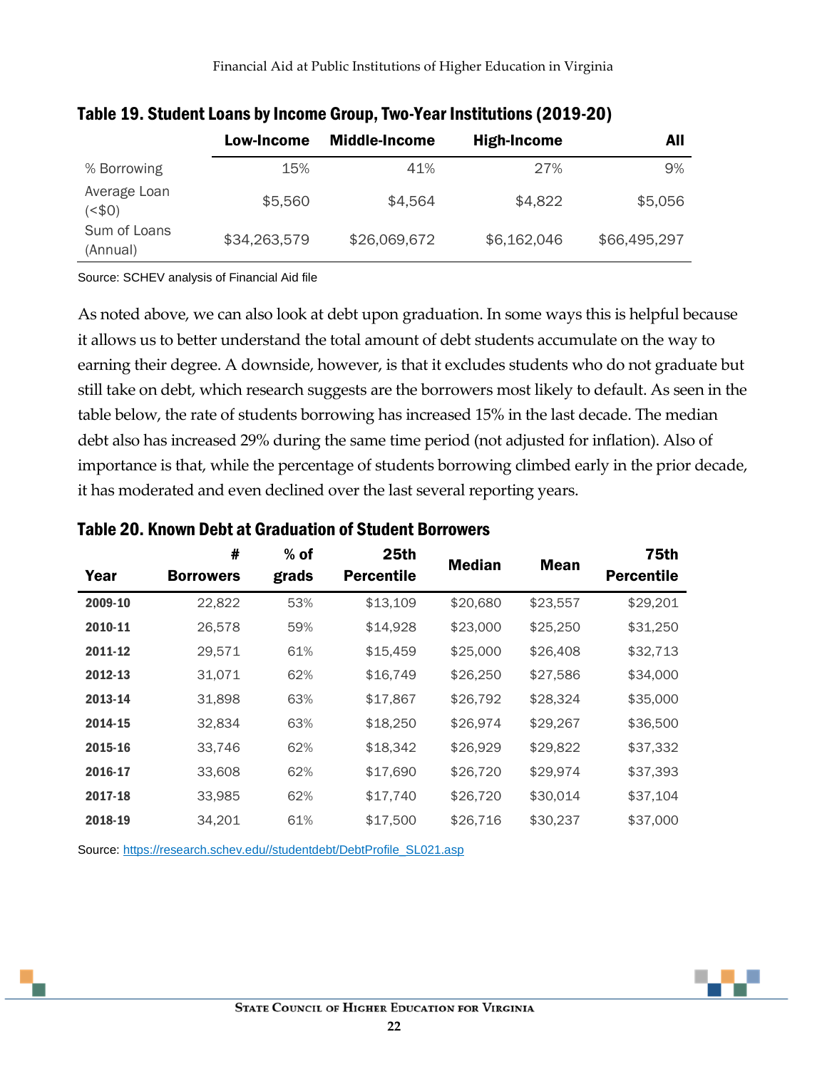### Table 19. Student Loans by Income Group, Two-Year Institutions (2019-20)

| | Low-Income | Middle-Income | High-Income | All |
|---|---|---|---|---|
| % Borrowing | 15% | 41% | 27% | 9% |
| Average Loan (<$0) | $5,560 | $4,564 | $4,822 | $5,056 |
| Sum of Loans (Annual) | $34,263,579 | $26,069,672 | $6,162,046 | $66,495,297 |

Source: SCHEV analysis of Financial Aid file

As noted above, we can also look at debt upon graduation. In some ways this is helpful because it allows us to better understand the total amount of debt students accumulate on the way to earning their degree. A downside, however, is that it excludes students who do not graduate but still take on debt, which research suggests are the borrowers most likely to default. As seen in the table below, the rate of students borrowing has increased 15% in the last decade. The median debt also has increased 29% during the same time period (not adjusted for inflation). Also of importance is that, while the percentage of students borrowing climbed early in the prior decade, it has moderated and even declined over the last several reporting years.

### Table 20. Known Debt at Graduation of Student Borrowers

| Year | # Borrowers | % of grads | 25th Percentile | Median | Mean | 75th Percentile |
|---|---|---|---|---|---|---|
| **2009-10** | 22,822 | 53% | $13,109 | $20,680 | $23,557 | $29,201 |
| **2010-11** | 26,578 | 59% | $14,928 | $23,000 | $25,250 | $31,250 |
| **2011-12** | 29,571 | 61% | $15,459 | $25,000 | $26,408 | $32,713 |
| **2012-13** | 31,071 | 62% | $16,749 | $26,250 | $27,586 | $34,000 |
| **2013-14** | 31,898 | 63% | $17,867 | $26,792 | $28,324 | $35,000 |
| **2014-15** | 32,834 | 63% | $18,250 | $26,974 | $29,267 | $36,500 |
| **2015-16** | 33,746 | 62% | $18,342 | $26,929 | $29,822 | $37,332 |
| **2016-17** | 33,608 | 62% | $17,690 | $26,720 | $29,974 | $37,393 |
| **2017-18** | 33,985 | 62% | $17,740 | $26,720 | $30,014 | $37,104 |
| **2018-19** | 34,201 | 61% | $17,500 | $26,716 | $30,237 | $37,000 |

Source: https://research.schev.edu//studentdebt/DebtProfile_SL021.asp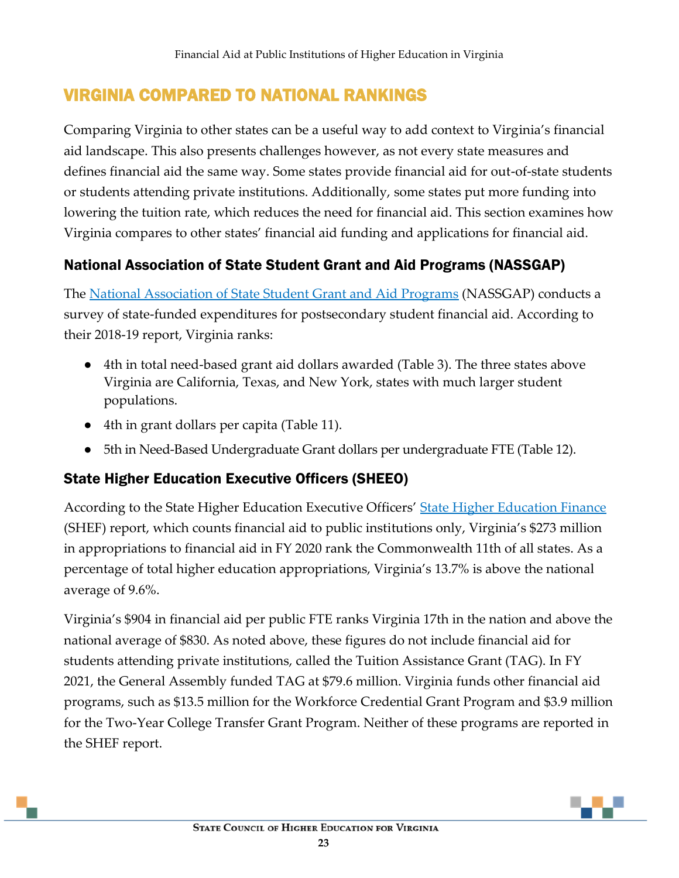## VIRGINIA COMPARED TO NATIONAL RANKINGS

Comparing Virginia to other states can be a useful way to add context to Virginia's financial aid landscape. This also presents challenges however, as not every state measures and defines financial aid the same way. Some states provide financial aid for out-of-state students or students attending private institutions. Additionally, some states put more funding into lowering the tuition rate, which reduces the need for financial aid. This section examines how Virginia compares to other states' financial aid funding and applications for financial aid.

### National Association of State Student Grant and Aid Programs (NASSGAP)

The National Association of State Student Grant and Aid Programs (NASSGAP) conducts a survey of state-funded expenditures for postsecondary student financial aid. According to their 2018-19 report, Virginia ranks:

- 4th in total need-based grant aid dollars awarded (Table 3). The three states above Virginia are California, Texas, and New York, states with much larger student populations.
- 4th in grant dollars per capita (Table 11).
- 5th in Need-Based Undergraduate Grant dollars per undergraduate FTE (Table 12).

### State Higher Education Executive Officers (SHEEO)

According to the State Higher Education Executive Officers' State Higher Education Finance (SHEF) report, which counts financial aid to public institutions only, Virginia's $273 million in appropriations to financial aid in FY 2020 rank the Commonwealth 11th of all states. As a percentage of total higher education appropriations, Virginia's 13.7% is above the national average of 9.6%.

Virginia's $904 in financial aid per public FTE ranks Virginia 17th in the nation and above the national average of $830. As noted above, these figures do not include financial aid for students attending private institutions, called the Tuition Assistance Grant (TAG). In FY 2021, the General Assembly funded TAG at $79.6 million. Virginia funds other financial aid programs, such as $13.5 million for the Workforce Credential Grant Program and $3.9 million for the Two-Year College Transfer Grant Program. Neither of these programs are reported in the SHEF report.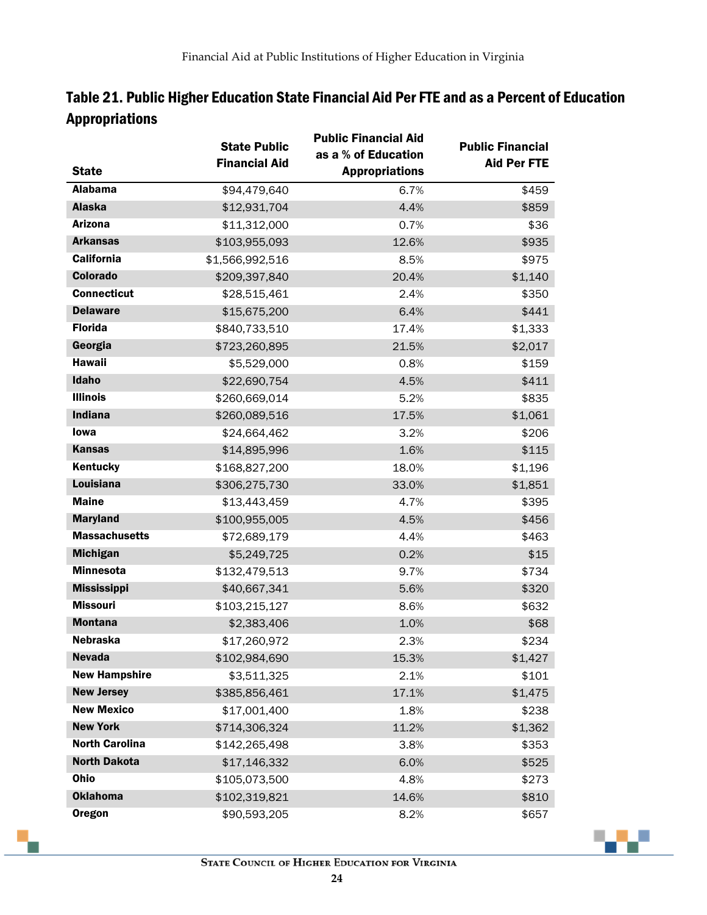## Table 21. Public Higher Education State Financial Aid Per FTE and as a Percent of Education Appropriations

| State | State Public Financial Aid | Public Financial Aid as a % of Education Appropriations | Public Financial Aid Per FTE |
|---|---|---|---|
| Alabama | $94,479,640 | 6.7% | $459 |
| Alaska | $12,931,704 | 4.4% | $859 |
| Arizona | $11,312,000 | 0.7% | $36 |
| Arkansas | $103,955,093 | 12.6% | $935 |
| California | $1,566,992,516 | 8.5% | $975 |
| Colorado | $209,397,840 | 20.4% | $1,140 |
| Connecticut | $28,515,461 | 2.4% | $350 |
| Delaware | $15,675,200 | 6.4% | $441 |
| Florida | $840,733,510 | 17.4% | $1,333 |
| Georgia | $723,260,895 | 21.5% | $2,017 |
| Hawaii | $5,529,000 | 0.8% | $159 |
| Idaho | $22,690,754 | 4.5% | $411 |
| Illinois | $260,669,014 | 5.2% | $835 |
| Indiana | $260,089,516 | 17.5% | $1,061 |
| Iowa | $24,664,462 | 3.2% | $206 |
| Kansas | $14,895,996 | 1.6% | $115 |
| Kentucky | $168,827,200 | 18.0% | $1,196 |
| Louisiana | $306,275,730 | 33.0% | $1,851 |
| Maine | $13,443,459 | 4.7% | $395 |
| Maryland | $100,955,005 | 4.5% | $456 |
| Massachusetts | $72,689,179 | 4.4% | $463 |
| Michigan | $5,249,725 | 0.2% | $15 |
| Minnesota | $132,479,513 | 9.7% | $734 |
| Mississippi | $40,667,341 | 5.6% | $320 |
| Missouri | $103,215,127 | 8.6% | $632 |
| Montana | $2,383,406 | 1.0% | $68 |
| Nebraska | $17,260,972 | 2.3% | $234 |
| Nevada | $102,984,690 | 15.3% | $1,427 |
| New Hampshire | $3,511,325 | 2.1% | $101 |
| New Jersey | $385,856,461 | 17.1% | $1,475 |
| New Mexico | $17,001,400 | 1.8% | $238 |
| New York | $714,306,324 | 11.2% | $1,362 |
| North Carolina | $142,265,498 | 3.8% | $353 |
| North Dakota | $17,146,332 | 6.0% | $525 |
| Ohio | $105,073,500 | 4.8% | $273 |
| Oklahoma | $102,319,821 | 14.6% | $810 |
| Oregon | $90,593,205 | 8.2% | $657 |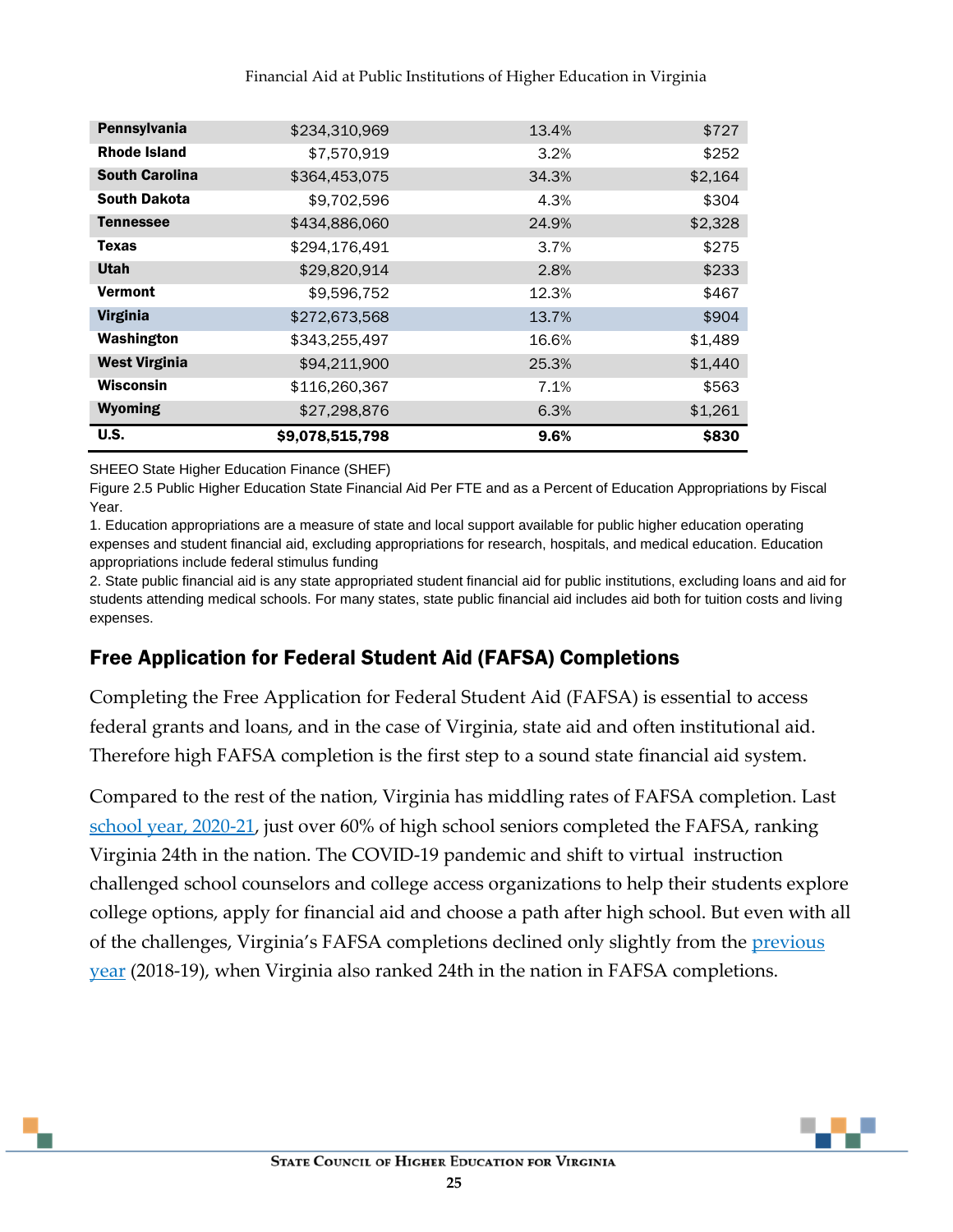| | | | |
|---|---|---|---|
| **Pennsylvania** | $234,310,969 | 13.4% | $727 |
| **Rhode Island** | $7,570,919 | 3.2% | $252 |
| **South Carolina** | $364,453,075 | 34.3% | $2,164 |
| **South Dakota** | $9,702,596 | 4.3% | $304 |
| **Tennessee** | $434,886,060 | 24.9% | $2,328 |
| **Texas** | $294,176,491 | 3.7% | $275 |
| **Utah** | $29,820,914 | 2.8% | $233 |
| **Vermont** | $9,596,752 | 12.3% | $467 |
| **Virginia** | $272,673,568 | 13.7% | $904 |
| **Washington** | $343,255,497 | 16.6% | $1,489 |
| **West Virginia** | $94,211,900 | 25.3% | $1,440 |
| **Wisconsin** | $116,260,367 | 7.1% | $563 |
| **Wyoming** | $27,298,876 | 6.3% | $1,261 |
| **U.S.** | **$9,078,515,798** | **9.6%** | **$830** |

SHEEO State Higher Education Finance (SHEF)

Figure 2.5 Public Higher Education State Financial Aid Per FTE and as a Percent of Education Appropriations by Fiscal Year.

1. Education appropriations are a measure of state and local support available for public higher education operating expenses and student financial aid, excluding appropriations for research, hospitals, and medical education. Education appropriations include federal stimulus funding

2. State public financial aid is any state appropriated student financial aid for public institutions, excluding loans and aid for students attending medical schools. For many states, state public financial aid includes aid both for tuition costs and living expenses.

## Free Application for Federal Student Aid (FAFSA) Completions

Completing the Free Application for Federal Student Aid (FAFSA) is essential to access federal grants and loans, and in the case of Virginia, state aid and often institutional aid. Therefore high FAFSA completion is the first step to a sound state financial aid system.

Compared to the rest of the nation, Virginia has middling rates of FAFSA completion. Last school year, 2020-21, just over 60% of high school seniors completed the FAFSA, ranking Virginia 24th in the nation. The COVID-19 pandemic and shift to virtual instruction challenged school counselors and college access organizations to help their students explore college options, apply for financial aid and choose a path after high school. But even with all of the challenges, Virginia's FAFSA completions declined only slightly from the previous year (2018-19), when Virginia also ranked 24th in the nation in FAFSA completions.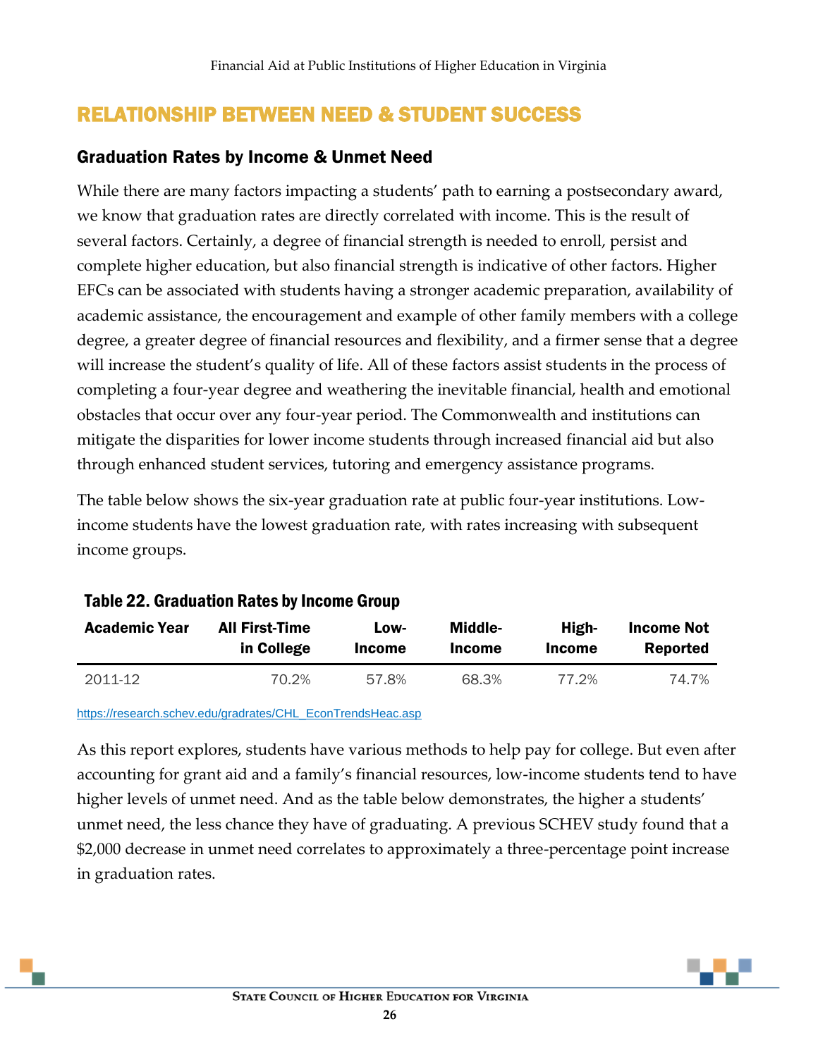## RELATIONSHIP BETWEEN NEED & STUDENT SUCCESS

### Graduation Rates by Income & Unmet Need

While there are many factors impacting a students' path to earning a postsecondary award, we know that graduation rates are directly correlated with income. This is the result of several factors. Certainly, a degree of financial strength is needed to enroll, persist and complete higher education, but also financial strength is indicative of other factors. Higher EFCs can be associated with students having a stronger academic preparation, availability of academic assistance, the encouragement and example of other family members with a college degree, a greater degree of financial resources and flexibility, and a firmer sense that a degree will increase the student's quality of life. All of these factors assist students in the process of completing a four-year degree and weathering the inevitable financial, health and emotional obstacles that occur over any four-year period. The Commonwealth and institutions can mitigate the disparities for lower income students through increased financial aid but also through enhanced student services, tutoring and emergency assistance programs.

The table below shows the six-year graduation rate at public four-year institutions. Low-income students have the lowest graduation rate, with rates increasing with subsequent income groups.

**Table 22. Graduation Rates by Income Group**

| Academic Year | All First-Time in College | Low-Income | Middle-Income | High-Income | Income Not Reported |
|---|---|---|---|---|---|
| 2011-12 | 70.2% | 57.8% | 68.3% | 77.2% | 74.7% |

https://research.schev.edu/gradrates/CHL_EconTrendsHeac.asp

As this report explores, students have various methods to help pay for college. But even after accounting for grant aid and a family's financial resources, low-income students tend to have higher levels of unmet need. And as the table below demonstrates, the higher a students' unmet need, the less chance they have of graduating. A previous SCHEV study found that a $2,000 decrease in unmet need correlates to approximately a three-percentage point increase in graduation rates.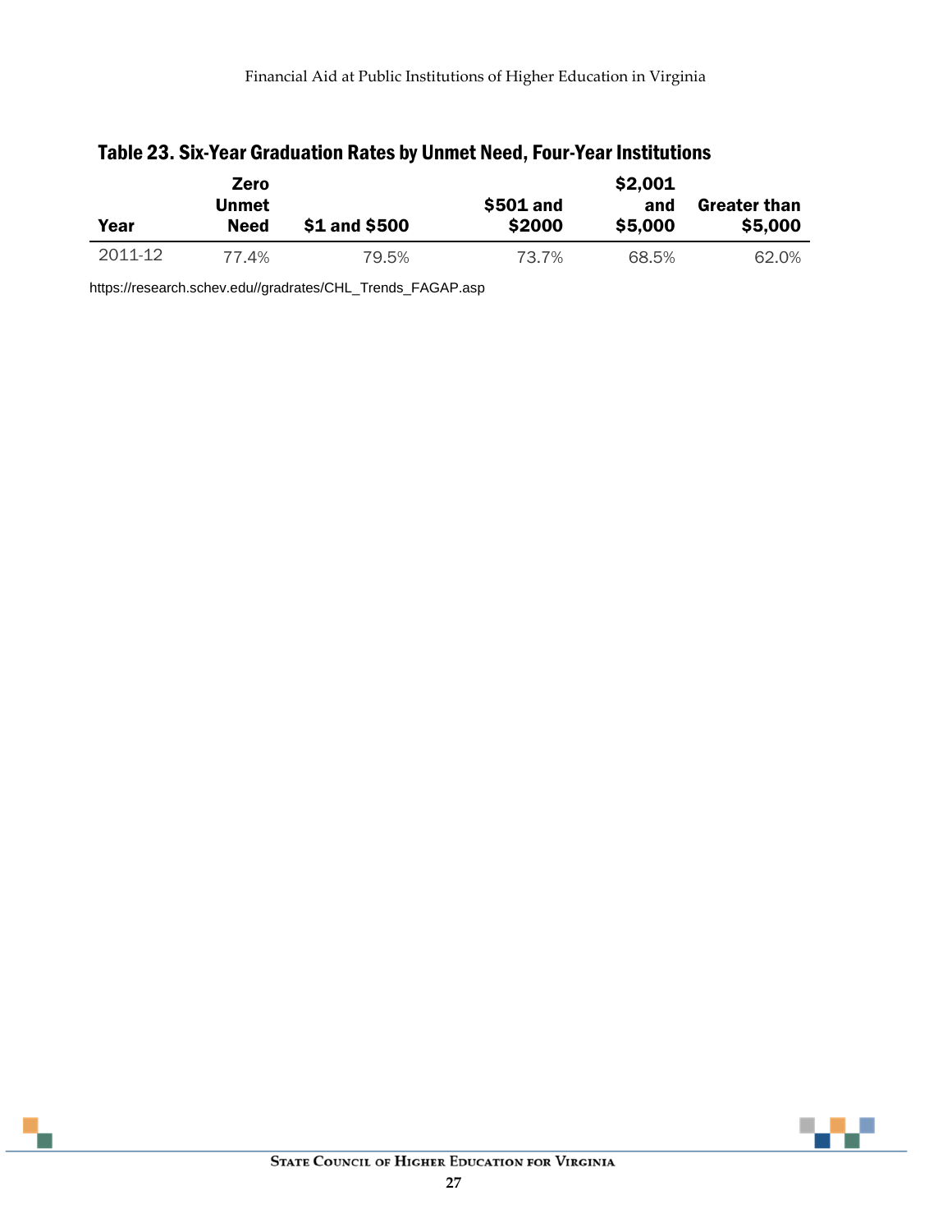### Table 23. Six-Year Graduation Rates by Unmet Need, Four-Year Institutions

| Year | Zero Unmet Need | $1 and $500 | $501 and $2000 | $2,001 and $5,000 | Greater than $5,000 |
|---|---|---|---|---|---|
| 2011-12 | 77.4% | 79.5% | 73.7% | 68.5% | 62.0% |

https://research.schev.edu//gradrates/CHL_Trends_FAGAP.asp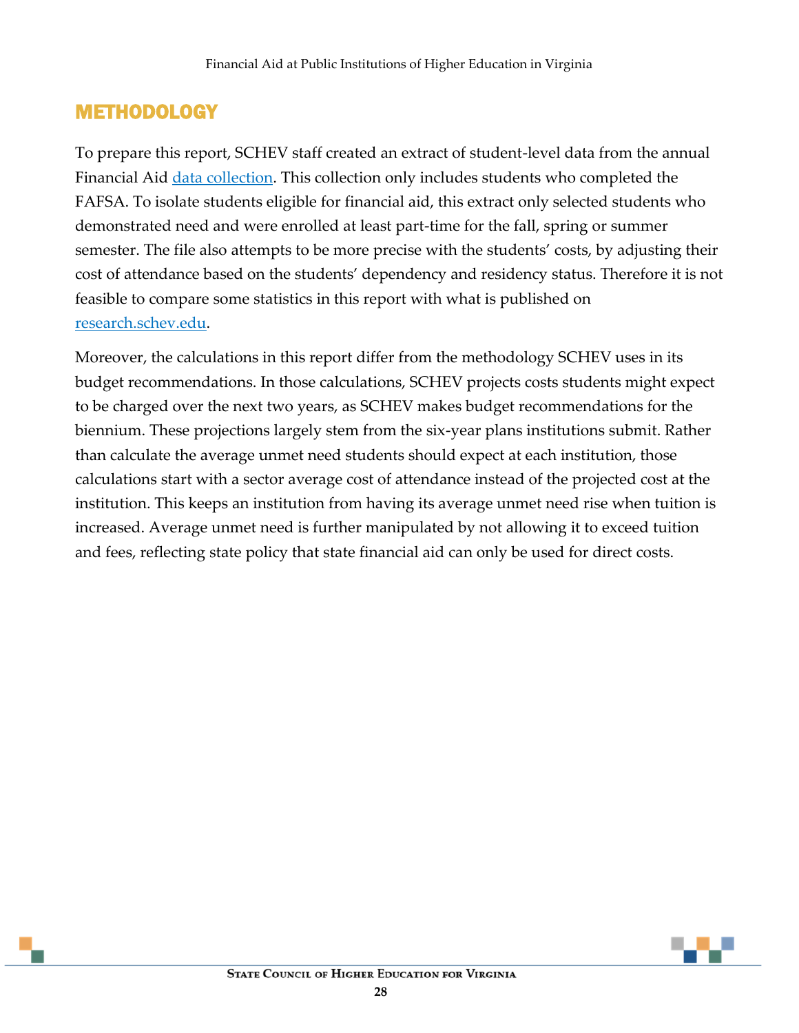## METHODOLOGY

To prepare this report, SCHEV staff created an extract of student-level data from the annual Financial Aid data collection. This collection only includes students who completed the FAFSA. To isolate students eligible for financial aid, this extract only selected students who demonstrated need and were enrolled at least part-time for the fall, spring or summer semester. The file also attempts to be more precise with the students' costs, by adjusting their cost of attendance based on the students' dependency and residency status. Therefore it is not feasible to compare some statistics in this report with what is published on research.schev.edu.

Moreover, the calculations in this report differ from the methodology SCHEV uses in its budget recommendations. In those calculations, SCHEV projects costs students might expect to be charged over the next two years, as SCHEV makes budget recommendations for the biennium. These projections largely stem from the six-year plans institutions submit. Rather than calculate the average unmet need students should expect at each institution, those calculations start with a sector average cost of attendance instead of the projected cost at the institution. This keeps an institution from having its average unmet need rise when tuition is increased. Average unmet need is further manipulated by not allowing it to exceed tuition and fees, reflecting state policy that state financial aid can only be used for direct costs.